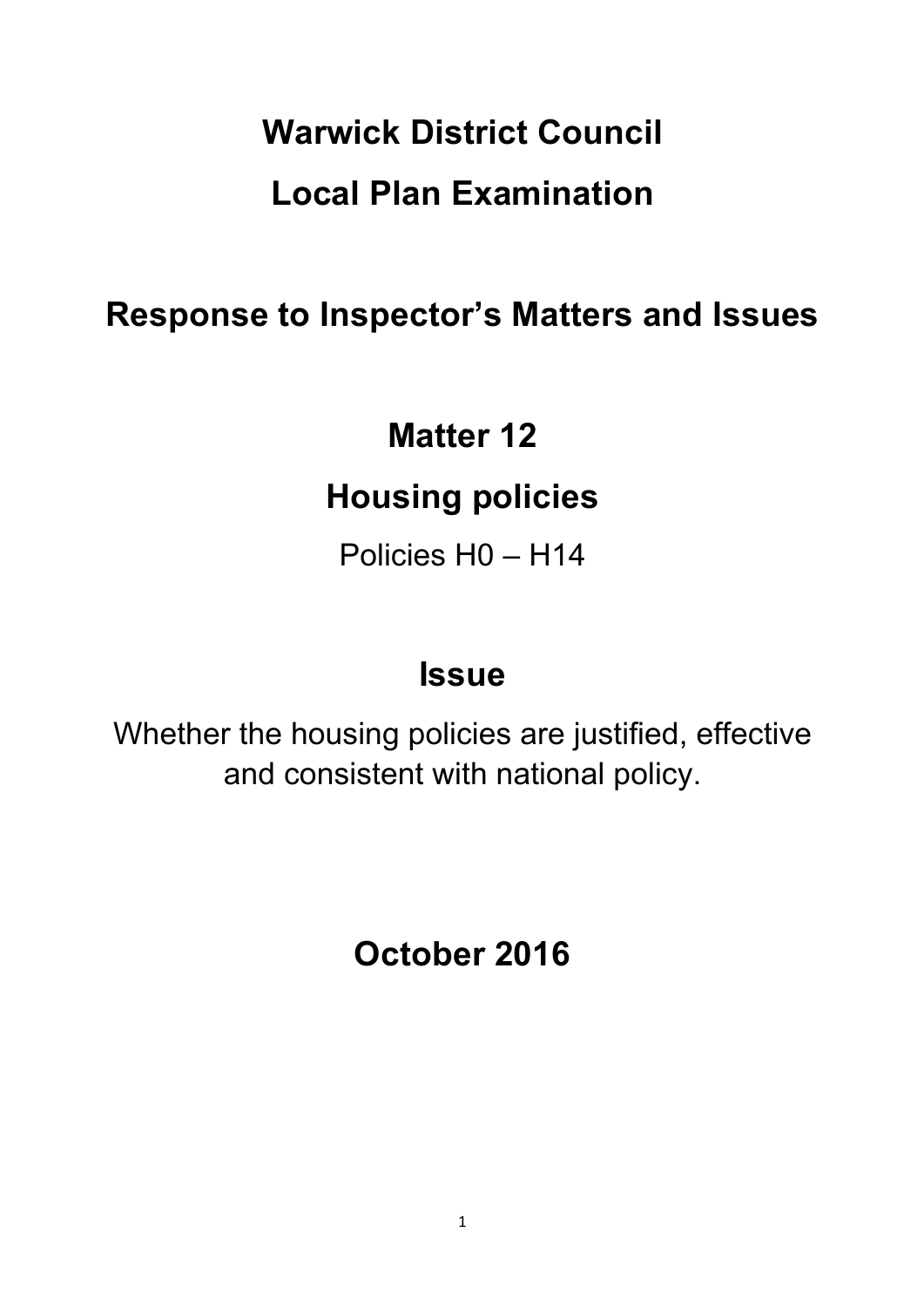# Warwick District Council

# Local Plan Examination

## Response to Inspector's Matters and Issues

## Matter 12

## Housing policies

Policies H0 – H14

## Issue

Whether the housing policies are justified, effective and consistent with national policy.

## October 2016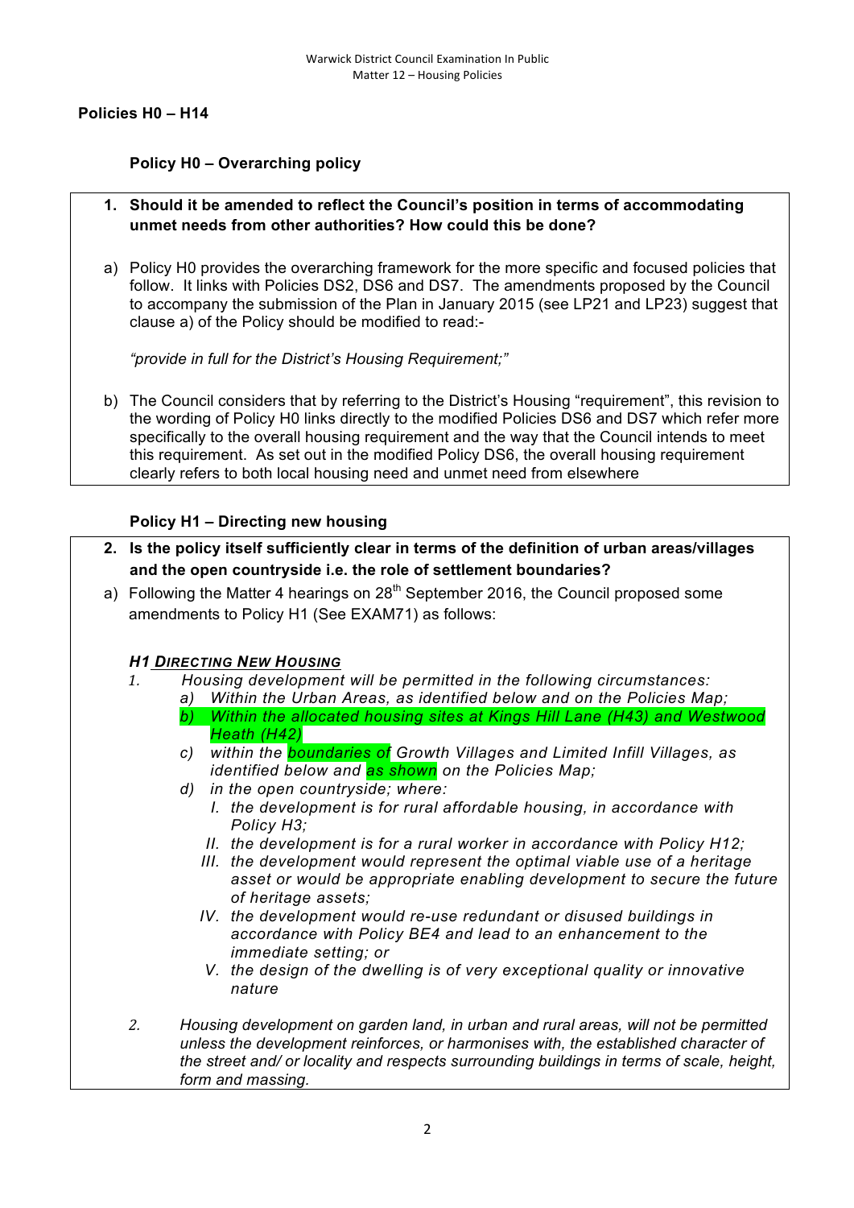## Policies H0 – H14

### Policy H0 – Overarching policy

**1. Should it be amended to reflect the Council's position in terms of accommodating unmet needs from other authorities? How could this be done?**

a) Policy H0 provides the overarching framework for the more specific and focused policies that follow. It links with Policies DS2, DS6 and DS7. The amendments proposed by the Council to accompany the submission of the Plan in January 2015 (see LP21 and LP23) suggest that clause a) of the Policy should be modified to read:-

*"provide in full for the District's Housing Requirement;"*

b) The Council considers that by referring to the District's Housing "requirement", this revision to the wording of Policy H0 links directly to the modified Policies DS6 and DS7 which refer more specifically to the overall housing requirement and the way that the Council intends to meet this requirement. As set out in the modified Policy DS6, the overall housing requirement clearly refers to both local housing need and unmet need from elsewhere

### Policy H1 – Directing new housing

**2. Is the policy itself sufficiently clear in terms of the definition of urban areas/villages and the open countryside i.e. the role of settlement boundaries?**

a) Following the Matter 4 hearings on 28th September 2016, the Council proposed some amendments to Policy H1 (See EXAM71) as follows:

***H1 <u>Directing New Housing</u>***

1. *Housing development will be permitted in the following circumstances:*
   - a) *Within the Urban Areas, as identified below and on the Policies Map;*
   - b) *Within the allocated housing sites at Kings Hill Lane (H43) and Westwood Heath (H42)*
   - c) *within the boundaries of Growth Villages and Limited Infill Villages, as identified below and as shown on the Policies Map;*
   - d) *in the open countryside; where:*
     - I. *the development is for rural affordable housing, in accordance with Policy H3;*
     - II. *the development is for a rural worker in accordance with Policy H12;*
     - III. *the development would represent the optimal viable use of a heritage asset or would be appropriate enabling development to secure the future of heritage assets;*
     - IV. *the development would re-use redundant or disused buildings in accordance with Policy BE4 and lead to an enhancement to the immediate setting; or*
     - V. *the design of the dwelling is of very exceptional quality or innovative nature*

2. *Housing development on garden land, in urban and rural areas, will not be permitted unless the development reinforces, or harmonises with, the established character of the street and/ or locality and respects surrounding buildings in terms of scale, height, form and massing.*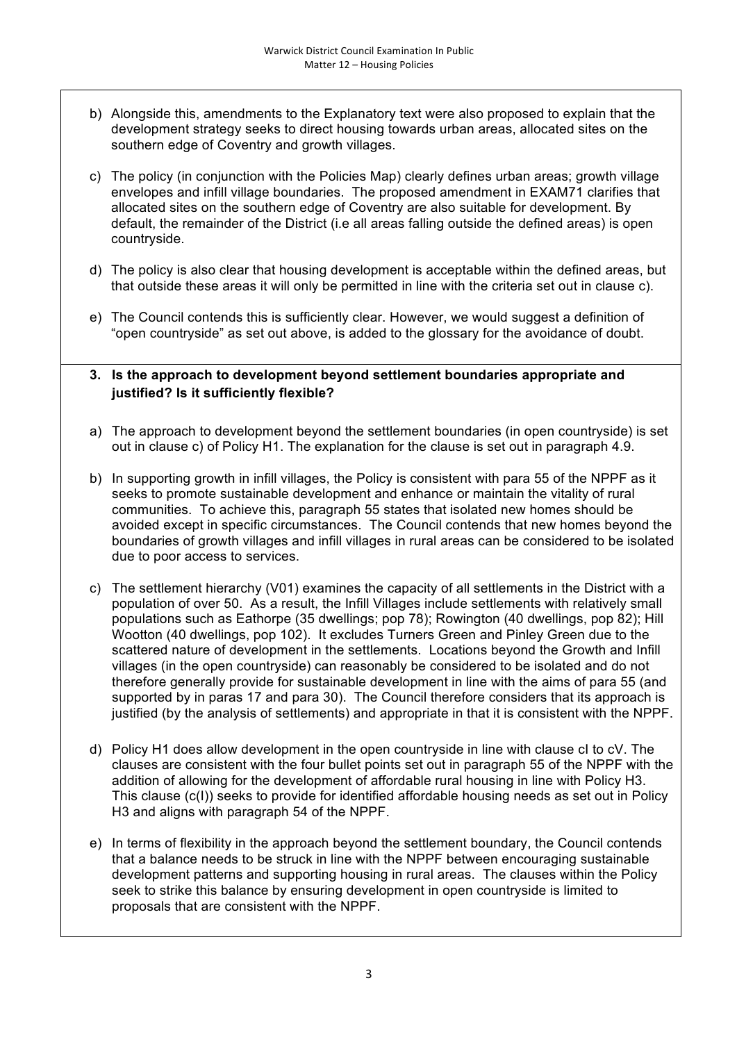b) Alongside this, amendments to the Explanatory text were also proposed to explain that the development strategy seeks to direct housing towards urban areas, allocated sites on the southern edge of Coventry and growth villages.

c) The policy (in conjunction with the Policies Map) clearly defines urban areas; growth village envelopes and infill village boundaries. The proposed amendment in EXAM71 clarifies that allocated sites on the southern edge of Coventry are also suitable for development. By default, the remainder of the District (i.e all areas falling outside the defined areas) is open countryside.

d) The policy is also clear that housing development is acceptable within the defined areas, but that outside these areas it will only be permitted in line with the criteria set out in clause c).

e) The Council contends this is sufficiently clear. However, we would suggest a definition of "open countryside" as set out above, is added to the glossary for the avoidance of doubt.

**3. Is the approach to development beyond settlement boundaries appropriate and justified? Is it sufficiently flexible?**

a) The approach to development beyond the settlement boundaries (in open countryside) is set out in clause c) of Policy H1. The explanation for the clause is set out in paragraph 4.9.

b) In supporting growth in infill villages, the Policy is consistent with para 55 of the NPPF as it seeks to promote sustainable development and enhance or maintain the vitality of rural communities. To achieve this, paragraph 55 states that isolated new homes should be avoided except in specific circumstances. The Council contends that new homes beyond the boundaries of growth villages and infill villages in rural areas can be considered to be isolated due to poor access to services.

c) The settlement hierarchy (V01) examines the capacity of all settlements in the District with a population of over 50. As a result, the Infill Villages include settlements with relatively small populations such as Eathorpe (35 dwellings; pop 78); Rowington (40 dwellings, pop 82); Hill Wootton (40 dwellings, pop 102). It excludes Turners Green and Pinley Green due to the scattered nature of development in the settlements. Locations beyond the Growth and Infill villages (in the open countryside) can reasonably be considered to be isolated and do not therefore generally provide for sustainable development in line with the aims of para 55 (and supported by in paras 17 and para 30). The Council therefore considers that its approach is justified (by the analysis of settlements) and appropriate in that it is consistent with the NPPF.

d) Policy H1 does allow development in the open countryside in line with clause cI to cV. The clauses are consistent with the four bullet points set out in paragraph 55 of the NPPF with the addition of allowing for the development of affordable rural housing in line with Policy H3. This clause (c(I)) seeks to provide for identified affordable housing needs as set out in Policy H3 and aligns with paragraph 54 of the NPPF.

e) In terms of flexibility in the approach beyond the settlement boundary, the Council contends that a balance needs to be struck in line with the NPPF between encouraging sustainable development patterns and supporting housing in rural areas. The clauses within the Policy seek to strike this balance by ensuring development in open countryside is limited to proposals that are consistent with the NPPF.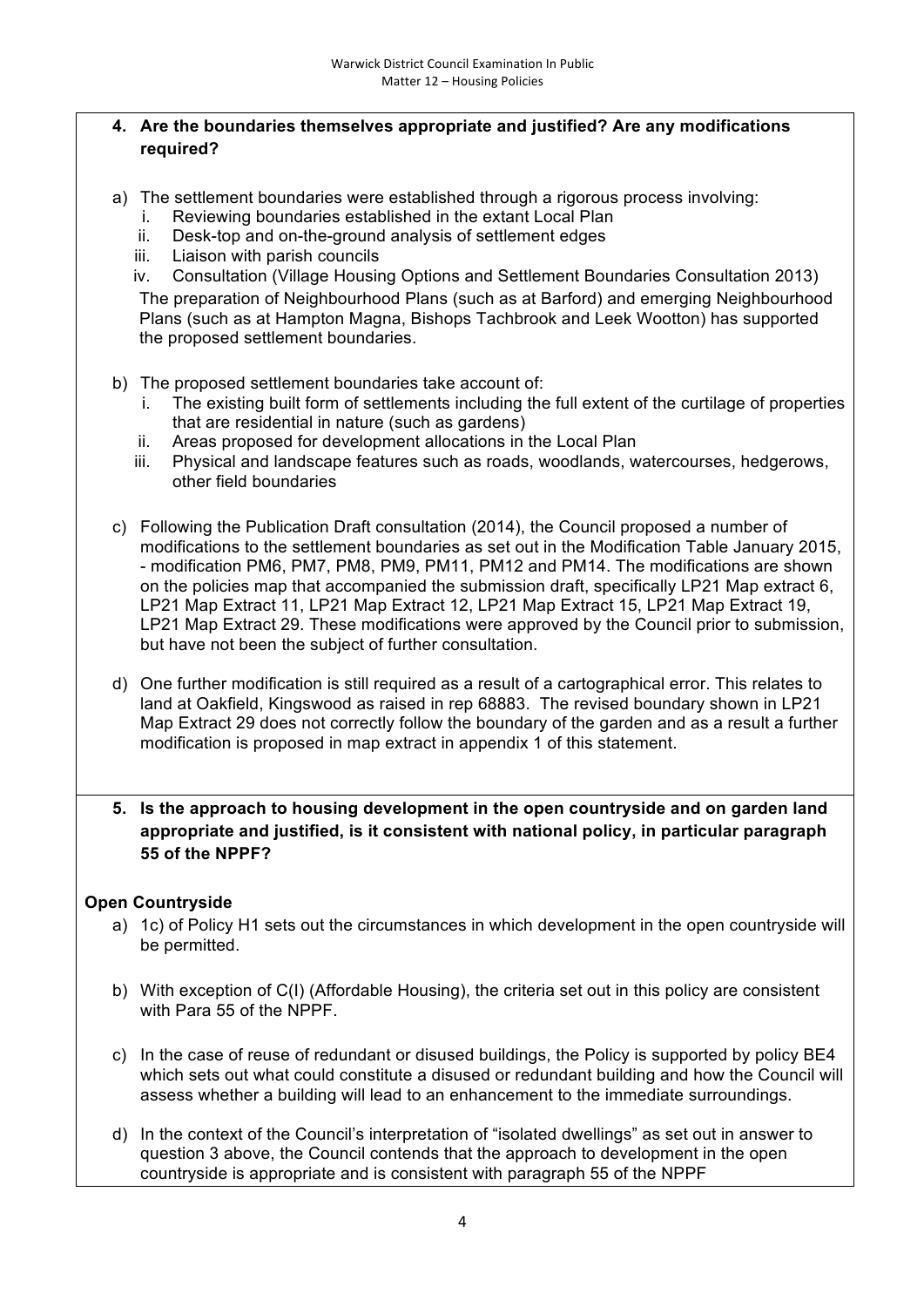**4. Are the boundaries themselves appropriate and justified? Are any modifications required?**

a) The settlement boundaries were established through a rigorous process involving:
   i. Reviewing boundaries established in the extant Local Plan
   ii. Desk-top and on-the-ground analysis of settlement edges
   iii. Liaison with parish councils
   iv. Consultation (Village Housing Options and Settlement Boundaries Consultation 2013)

   The preparation of Neighbourhood Plans (such as at Barford) and emerging Neighbourhood Plans (such as at Hampton Magna, Bishops Tachbrook and Leek Wootton) has supported the proposed settlement boundaries.

b) The proposed settlement boundaries take account of:
   i. The existing built form of settlements including the full extent of the curtilage of properties that are residential in nature (such as gardens)
   ii. Areas proposed for development allocations in the Local Plan
   iii. Physical and landscape features such as roads, woodlands, watercourses, hedgerows, other field boundaries

c) Following the Publication Draft consultation (2014), the Council proposed a number of modifications to the settlement boundaries as set out in the Modification Table January 2015, - modification PM6, PM7, PM8, PM9, PM11, PM12 and PM14. The modifications are shown on the policies map that accompanied the submission draft, specifically LP21 Map extract 6, LP21 Map Extract 11, LP21 Map Extract 12, LP21 Map Extract 15, LP21 Map Extract 19, LP21 Map Extract 29. These modifications were approved by the Council prior to submission, but have not been the subject of further consultation.

d) One further modification is still required as a result of a cartographical error. This relates to land at Oakfield, Kingswood as raised in rep 68883. The revised boundary shown in LP21 Map Extract 29 does not correctly follow the boundary of the garden and as a result a further modification is proposed in map extract in appendix 1 of this statement.

**5. Is the approach to housing development in the open countryside and on garden land appropriate and justified, is it consistent with national policy, in particular paragraph 55 of the NPPF?**

**Open Countryside**

a) 1c) of Policy H1 sets out the circumstances in which development in the open countryside will be permitted.

b) With exception of C(I) (Affordable Housing), the criteria set out in this policy are consistent with Para 55 of the NPPF.

c) In the case of reuse of redundant or disused buildings, the Policy is supported by policy BE4 which sets out what could constitute a disused or redundant building and how the Council will assess whether a building will lead to an enhancement to the immediate surroundings.

d) In the context of the Council's interpretation of "isolated dwellings" as set out in answer to question 3 above, the Council contends that the approach to development in the open countryside is appropriate and is consistent with paragraph 55 of the NPPF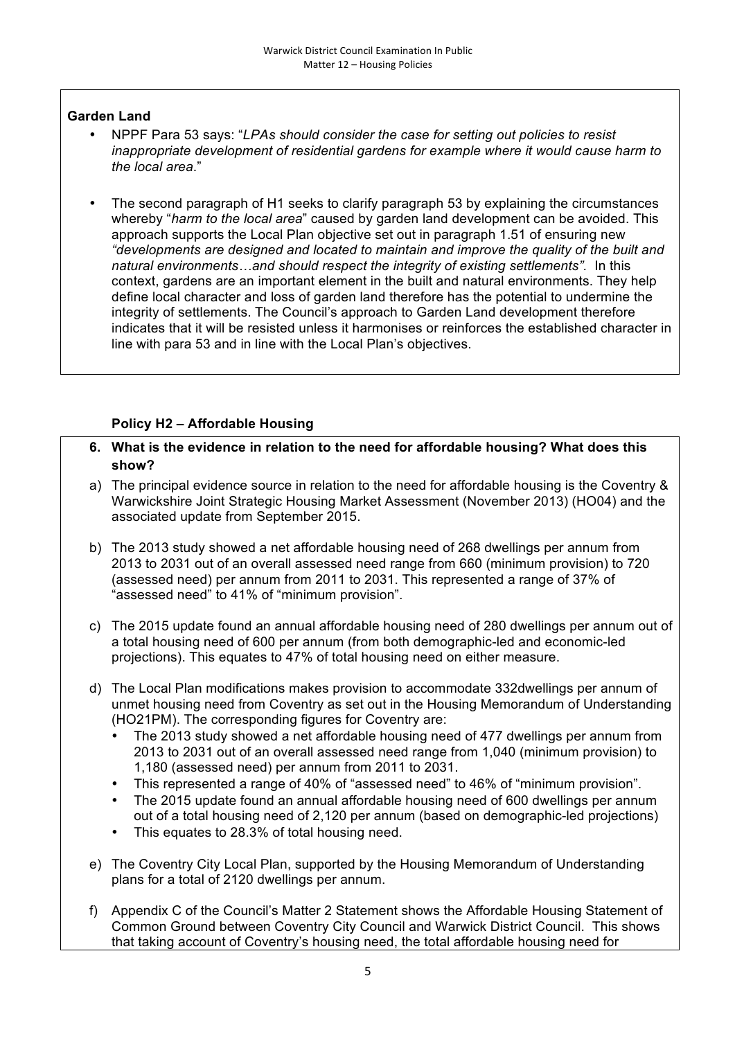**Garden Land**

- NPPF Para 53 says: "*LPAs should consider the case for setting out policies to resist inappropriate development of residential gardens for example where it would cause harm to the local area*."
- The second paragraph of H1 seeks to clarify paragraph 53 by explaining the circumstances whereby "*harm to the local area*" caused by garden land development can be avoided. This approach supports the Local Plan objective set out in paragraph 1.51 of ensuring new *"developments are designed and located to maintain and improve the quality of the built and natural environments…and should respect the integrity of existing settlements"*. In this context, gardens are an important element in the built and natural environments. They help define local character and loss of garden land therefore has the potential to undermine the integrity of settlements. The Council's approach to Garden Land development therefore indicates that it will be resisted unless it harmonises or reinforces the established character in line with para 53 and in line with the Local Plan's objectives.

**Policy H2 – Affordable Housing**

**6. What is the evidence in relation to the need for affordable housing? What does this show?**

a) The principal evidence source in relation to the need for affordable housing is the Coventry & Warwickshire Joint Strategic Housing Market Assessment (November 2013) (HO04) and the associated update from September 2015.

b) The 2013 study showed a net affordable housing need of 268 dwellings per annum from 2013 to 2031 out of an overall assessed need range from 660 (minimum provision) to 720 (assessed need) per annum from 2011 to 2031. This represented a range of 37% of "assessed need" to 41% of "minimum provision".

c) The 2015 update found an annual affordable housing need of 280 dwellings per annum out of a total housing need of 600 per annum (from both demographic-led and economic-led projections). This equates to 47% of total housing need on either measure.

d) The Local Plan modifications makes provision to accommodate 332dwellings per annum of unmet housing need from Coventry as set out in the Housing Memorandum of Understanding (HO21PM). The corresponding figures for Coventry are:
   - The 2013 study showed a net affordable housing need of 477 dwellings per annum from 2013 to 2031 out of an overall assessed need range from 1,040 (minimum provision) to 1,180 (assessed need) per annum from 2011 to 2031.
   - This represented a range of 40% of "assessed need" to 46% of "minimum provision".
   - The 2015 update found an annual affordable housing need of 600 dwellings per annum out of a total housing need of 2,120 per annum (based on demographic-led projections)
   - This equates to 28.3% of total housing need.

e) The Coventry City Local Plan, supported by the Housing Memorandum of Understanding plans for a total of 2120 dwellings per annum.

f) Appendix C of the Council's Matter 2 Statement shows the Affordable Housing Statement of Common Ground between Coventry City Council and Warwick District Council. This shows that taking account of Coventry's housing need, the total affordable housing need for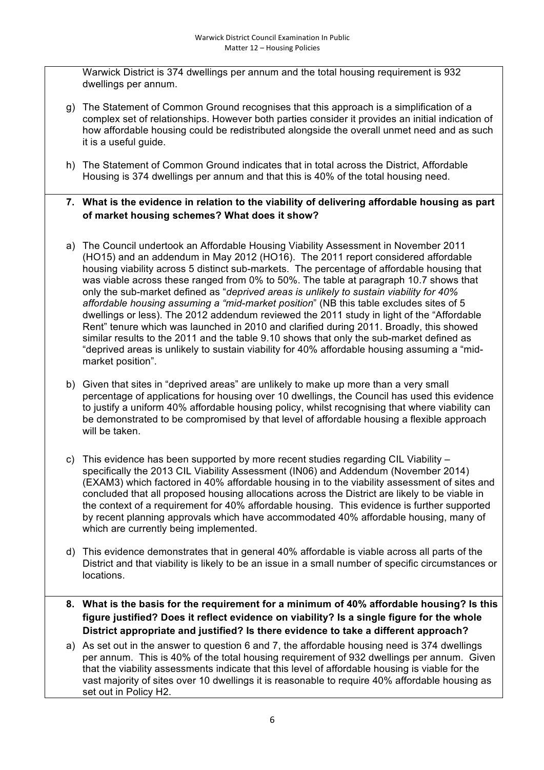Warwick District is 374 dwellings per annum and the total housing requirement is 932 dwellings per annum.

g) The Statement of Common Ground recognises that this approach is a simplification of a complex set of relationships. However both parties consider it provides an initial indication of how affordable housing could be redistributed alongside the overall unmet need and as such it is a useful guide.

h) The Statement of Common Ground indicates that in total across the District, Affordable Housing is 374 dwellings per annum and that this is 40% of the total housing need.

**7. What is the evidence in relation to the viability of delivering affordable housing as part of market housing schemes? What does it show?**

a) The Council undertook an Affordable Housing Viability Assessment in November 2011 (HO15) and an addendum in May 2012 (HO16). The 2011 report considered affordable housing viability across 5 distinct sub-markets. The percentage of affordable housing that was viable across these ranged from 0% to 50%. The table at paragraph 10.7 shows that only the sub-market defined as "*deprived areas is unlikely to sustain viability for 40% affordable housing assuming a "mid-market position*" (NB this table excludes sites of 5 dwellings or less). The 2012 addendum reviewed the 2011 study in light of the "Affordable Rent" tenure which was launched in 2010 and clarified during 2011. Broadly, this showed similar results to the 2011 and the table 9.10 shows that only the sub-market defined as "deprived areas is unlikely to sustain viability for 40% affordable housing assuming a "mid-market position".

b) Given that sites in "deprived areas" are unlikely to make up more than a very small percentage of applications for housing over 10 dwellings, the Council has used this evidence to justify a uniform 40% affordable housing policy, whilst recognising that where viability can be demonstrated to be compromised by that level of affordable housing a flexible approach will be taken.

c) This evidence has been supported by more recent studies regarding CIL Viability – specifically the 2013 CIL Viability Assessment (IN06) and Addendum (November 2014) (EXAM3) which factored in 40% affordable housing in to the viability assessment of sites and concluded that all proposed housing allocations across the District are likely to be viable in the context of a requirement for 40% affordable housing. This evidence is further supported by recent planning approvals which have accommodated 40% affordable housing, many of which are currently being implemented.

d) This evidence demonstrates that in general 40% affordable is viable across all parts of the District and that viability is likely to be an issue in a small number of specific circumstances or locations.

**8. What is the basis for the requirement for a minimum of 40% affordable housing? Is this figure justified? Does it reflect evidence on viability? Is a single figure for the whole District appropriate and justified? Is there evidence to take a different approach?**

a) As set out in the answer to question 6 and 7, the affordable housing need is 374 dwellings per annum. This is 40% of the total housing requirement of 932 dwellings per annum. Given that the viability assessments indicate that this level of affordable housing is viable for the vast majority of sites over 10 dwellings it is reasonable to require 40% affordable housing as set out in Policy H2.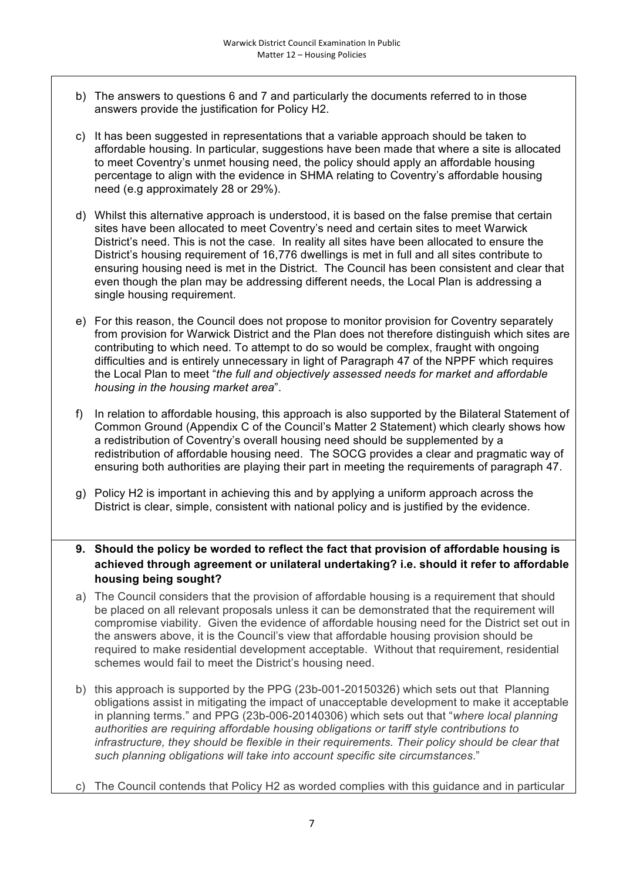b) The answers to questions 6 and 7 and particularly the documents referred to in those answers provide the justification for Policy H2.

c) It has been suggested in representations that a variable approach should be taken to affordable housing. In particular, suggestions have been made that where a site is allocated to meet Coventry's unmet housing need, the policy should apply an affordable housing percentage to align with the evidence in SHMA relating to Coventry's affordable housing need (e.g approximately 28 or 29%).

d) Whilst this alternative approach is understood, it is based on the false premise that certain sites have been allocated to meet Coventry's need and certain sites to meet Warwick District's need. This is not the case. In reality all sites have been allocated to ensure the District's housing requirement of 16,776 dwellings is met in full and all sites contribute to ensuring housing need is met in the District. The Council has been consistent and clear that even though the plan may be addressing different needs, the Local Plan is addressing a single housing requirement.

e) For this reason, the Council does not propose to monitor provision for Coventry separately from provision for Warwick District and the Plan does not therefore distinguish which sites are contributing to which need. To attempt to do so would be complex, fraught with ongoing difficulties and is entirely unnecessary in light of Paragraph 47 of the NPPF which requires the Local Plan to meet "*the full and objectively assessed needs for market and affordable housing in the housing market area*".

f) In relation to affordable housing, this approach is also supported by the Bilateral Statement of Common Ground (Appendix C of the Council's Matter 2 Statement) which clearly shows how a redistribution of Coventry's overall housing need should be supplemented by a redistribution of affordable housing need. The SOCG provides a clear and pragmatic way of ensuring both authorities are playing their part in meeting the requirements of paragraph 47.

g) Policy H2 is important in achieving this and by applying a uniform approach across the District is clear, simple, consistent with national policy and is justified by the evidence.

**9. Should the policy be worded to reflect the fact that provision of affordable housing is achieved through agreement or unilateral undertaking? i.e. should it refer to affordable housing being sought?**

a) The Council considers that the provision of affordable housing is a requirement that should be placed on all relevant proposals unless it can be demonstrated that the requirement will compromise viability. Given the evidence of affordable housing need for the District set out in the answers above, it is the Council's view that affordable housing provision should be required to make residential development acceptable. Without that requirement, residential schemes would fail to meet the District's housing need.

b) this approach is supported by the PPG (23b-001-20150326) which sets out that Planning obligations assist in mitigating the impact of unacceptable development to make it acceptable in planning terms." and PPG (23b-006-20140306) which sets out that "*where local planning authorities are requiring affordable housing obligations or tariff style contributions to infrastructure, they should be flexible in their requirements. Their policy should be clear that such planning obligations will take into account specific site circumstances*."

c) The Council contends that Policy H2 as worded complies with this guidance and in particular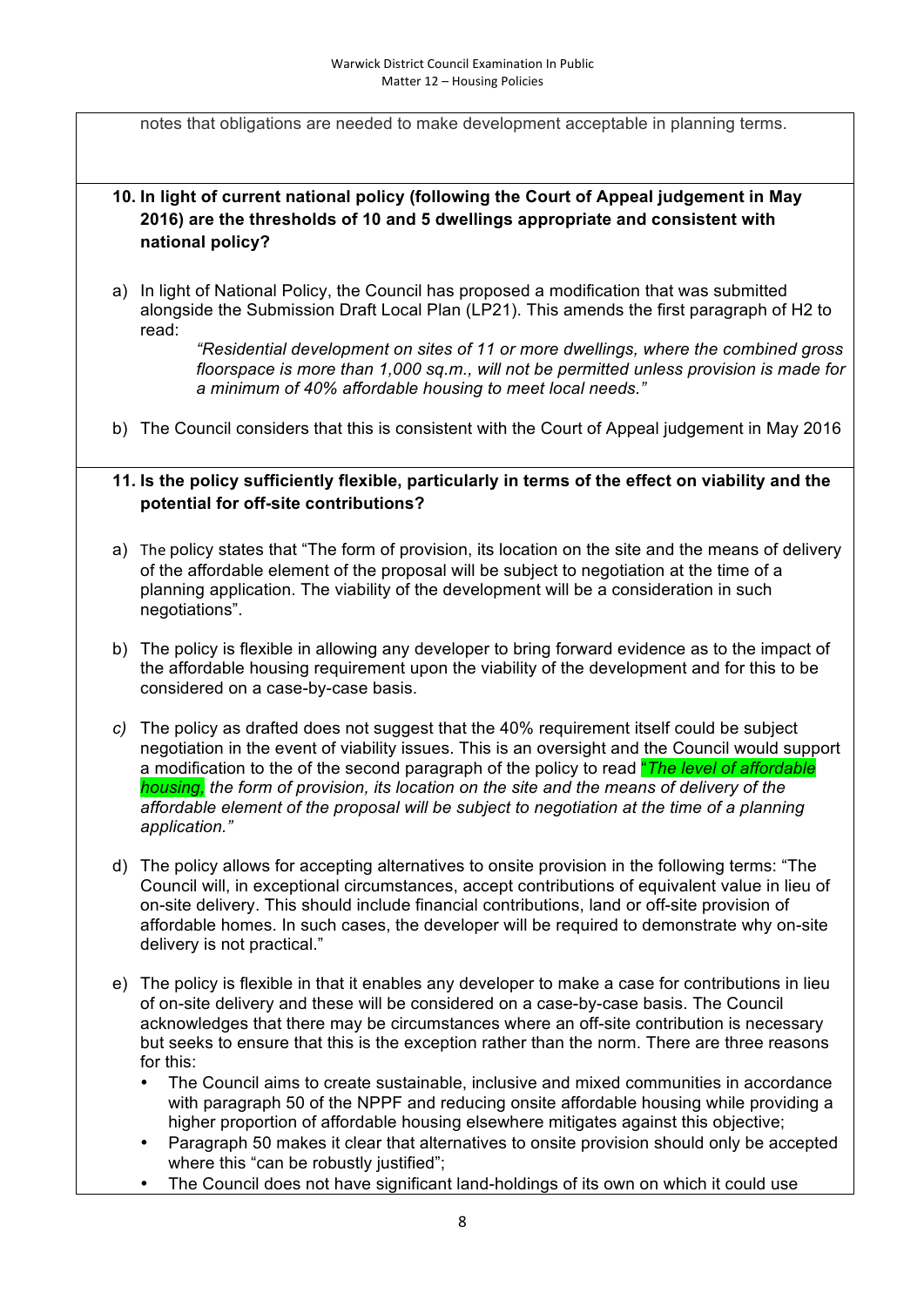notes that obligations are needed to make development acceptable in planning terms.

**10. In light of current national policy (following the Court of Appeal judgement in May 2016) are the thresholds of 10 and 5 dwellings appropriate and consistent with national policy?**

a) In light of National Policy, the Council has proposed a modification that was submitted alongside the Submission Draft Local Plan (LP21). This amends the first paragraph of H2 to read:

> *"Residential development on sites of 11 or more dwellings, where the combined gross floorspace is more than 1,000 sq.m., will not be permitted unless provision is made for a minimum of 40% affordable housing to meet local needs."*

b) The Council considers that this is consistent with the Court of Appeal judgement in May 2016

**11. Is the policy sufficiently flexible, particularly in terms of the effect on viability and the potential for off-site contributions?**

a) The policy states that "The form of provision, its location on the site and the means of delivery of the affordable element of the proposal will be subject to negotiation at the time of a planning application. The viability of the development will be a consideration in such negotiations".

b) The policy is flexible in allowing any developer to bring forward evidence as to the impact of the affordable housing requirement upon the viability of the development and for this to be considered on a case-by-case basis.

*c)* The policy as drafted does not suggest that the 40% requirement itself could be subject negotiation in the event of viability issues. This is an oversight and the Council would support a modification to the of the second paragraph of the policy to read "*The level of affordable housing, the form of provision, its location on the site and the means of delivery of the affordable element of the proposal will be subject to negotiation at the time of a planning application."*

d) The policy allows for accepting alternatives to onsite provision in the following terms: "The Council will, in exceptional circumstances, accept contributions of equivalent value in lieu of on-site delivery. This should include financial contributions, land or off-site provision of affordable homes. In such cases, the developer will be required to demonstrate why on-site delivery is not practical."

e) The policy is flexible in that it enables any developer to make a case for contributions in lieu of on-site delivery and these will be considered on a case-by-case basis. The Council acknowledges that there may be circumstances where an off-site contribution is necessary but seeks to ensure that this is the exception rather than the norm. There are three reasons for this:
   - The Council aims to create sustainable, inclusive and mixed communities in accordance with paragraph 50 of the NPPF and reducing onsite affordable housing while providing a higher proportion of affordable housing elsewhere mitigates against this objective;
   - Paragraph 50 makes it clear that alternatives to onsite provision should only be accepted where this "can be robustly justified";
   - The Council does not have significant land-holdings of its own on which it could use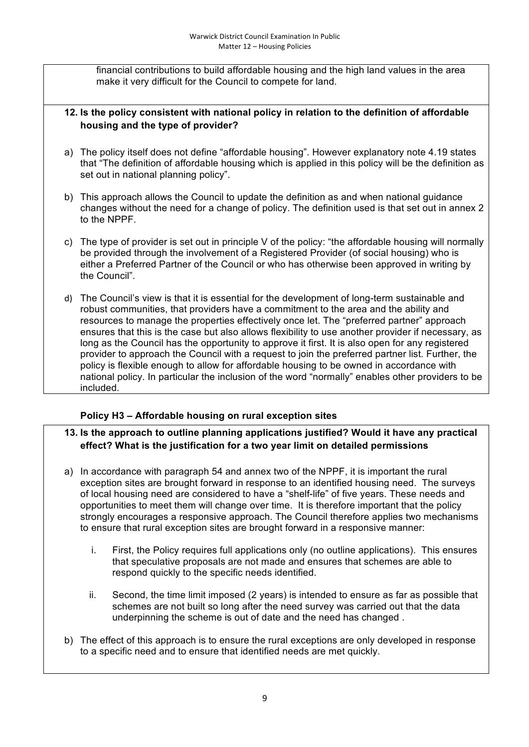financial contributions to build affordable housing and the high land values in the area make it very difficult for the Council to compete for land.

**12. Is the policy consistent with national policy in relation to the definition of affordable housing and the type of provider?**

a) The policy itself does not define "affordable housing". However explanatory note 4.19 states that "The definition of affordable housing which is applied in this policy will be the definition as set out in national planning policy".

b) This approach allows the Council to update the definition as and when national guidance changes without the need for a change of policy. The definition used is that set out in annex 2 to the NPPF.

c) The type of provider is set out in principle V of the policy: "the affordable housing will normally be provided through the involvement of a Registered Provider (of social housing) who is either a Preferred Partner of the Council or who has otherwise been approved in writing by the Council".

d) The Council's view is that it is essential for the development of long-term sustainable and robust communities, that providers have a commitment to the area and the ability and resources to manage the properties effectively once let. The "preferred partner" approach ensures that this is the case but also allows flexibility to use another provider if necessary, as long as the Council has the opportunity to approve it first. It is also open for any registered provider to approach the Council with a request to join the preferred partner list. Further, the policy is flexible enough to allow for affordable housing to be owned in accordance with national policy. In particular the inclusion of the word "normally" enables other providers to be included.

### Policy H3 – Affordable housing on rural exception sites

**13. Is the approach to outline planning applications justified? Would it have any practical effect? What is the justification for a two year limit on detailed permissions**

a) In accordance with paragraph 54 and annex two of the NPPF, it is important the rural exception sites are brought forward in response to an identified housing need. The surveys of local housing need are considered to have a "shelf-life" of five years. These needs and opportunities to meet them will change over time. It is therefore important that the policy strongly encourages a responsive approach. The Council therefore applies two mechanisms to ensure that rural exception sites are brought forward in a responsive manner:

   i. First, the Policy requires full applications only (no outline applications). This ensures that speculative proposals are not made and ensures that schemes are able to respond quickly to the specific needs identified.

   ii. Second, the time limit imposed (2 years) is intended to ensure as far as possible that schemes are not built so long after the need survey was carried out that the data underpinning the scheme is out of date and the need has changed .

b) The effect of this approach is to ensure the rural exceptions are only developed in response to a specific need and to ensure that identified needs are met quickly.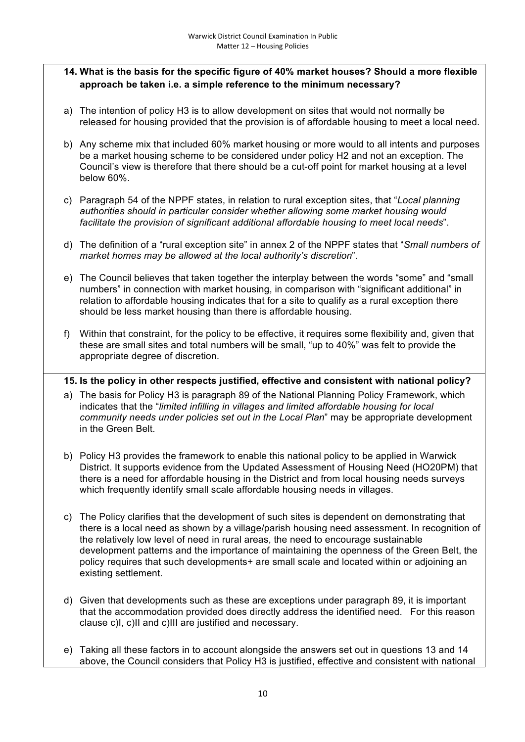**14. What is the basis for the specific figure of 40% market houses? Should a more flexible approach be taken i.e. a simple reference to the minimum necessary?**

a) The intention of policy H3 is to allow development on sites that would not normally be released for housing provided that the provision is of affordable housing to meet a local need.

b) Any scheme mix that included 60% market housing or more would to all intents and purposes be a market housing scheme to be considered under policy H2 and not an exception. The Council's view is therefore that there should be a cut-off point for market housing at a level below 60%.

c) Paragraph 54 of the NPPF states, in relation to rural exception sites, that "*Local planning authorities should in particular consider whether allowing some market housing would facilitate the provision of significant additional affordable housing to meet local needs*".

d) The definition of a "rural exception site" in annex 2 of the NPPF states that "*Small numbers of market homes may be allowed at the local authority's discretion*".

e) The Council believes that taken together the interplay between the words "some" and "small numbers" in connection with market housing, in comparison with "significant additional" in relation to affordable housing indicates that for a site to qualify as a rural exception there should be less market housing than there is affordable housing.

f) Within that constraint, for the policy to be effective, it requires some flexibility and, given that these are small sites and total numbers will be small, "up to 40%" was felt to provide the appropriate degree of discretion.

**15. Is the policy in other respects justified, effective and consistent with national policy?**

a) The basis for Policy H3 is paragraph 89 of the National Planning Policy Framework, which indicates that the "*limited infilling in villages and limited affordable housing for local community needs under policies set out in the Local Plan*" may be appropriate development in the Green Belt.

b) Policy H3 provides the framework to enable this national policy to be applied in Warwick District. It supports evidence from the Updated Assessment of Housing Need (HO20PM) that there is a need for affordable housing in the District and from local housing needs surveys which frequently identify small scale affordable housing needs in villages.

c) The Policy clarifies that the development of such sites is dependent on demonstrating that there is a local need as shown by a village/parish housing need assessment. In recognition of the relatively low level of need in rural areas, the need to encourage sustainable development patterns and the importance of maintaining the openness of the Green Belt, the policy requires that such developments+ are small scale and located within or adjoining an existing settlement.

d) Given that developments such as these are exceptions under paragraph 89, it is important that the accommodation provided does directly address the identified need. For this reason clause c)I, c)II and c)III are justified and necessary.

e) Taking all these factors in to account alongside the answers set out in questions 13 and 14 above, the Council considers that Policy H3 is justified, effective and consistent with national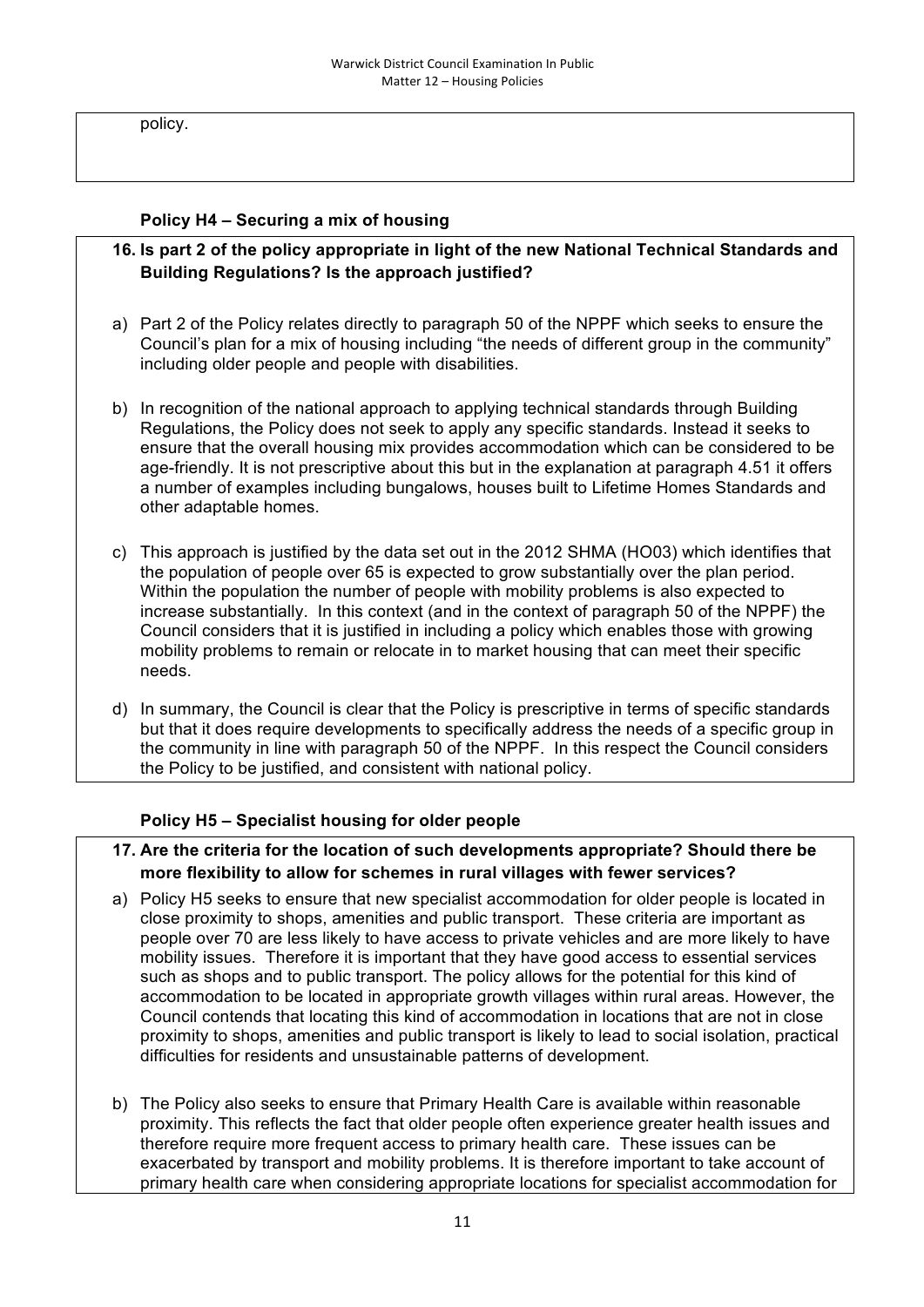policy.

**Policy H4 – Securing a mix of housing**

**16. Is part 2 of the policy appropriate in light of the new National Technical Standards and Building Regulations? Is the approach justified?**

a) Part 2 of the Policy relates directly to paragraph 50 of the NPPF which seeks to ensure the Council's plan for a mix of housing including "the needs of different group in the community" including older people and people with disabilities.

b) In recognition of the national approach to applying technical standards through Building Regulations, the Policy does not seek to apply any specific standards. Instead it seeks to ensure that the overall housing mix provides accommodation which can be considered to be age-friendly. It is not prescriptive about this but in the explanation at paragraph 4.51 it offers a number of examples including bungalows, houses built to Lifetime Homes Standards and other adaptable homes.

c) This approach is justified by the data set out in the 2012 SHMA (HO03) which identifies that the population of people over 65 is expected to grow substantially over the plan period. Within the population the number of people with mobility problems is also expected to increase substantially. In this context (and in the context of paragraph 50 of the NPPF) the Council considers that it is justified in including a policy which enables those with growing mobility problems to remain or relocate in to market housing that can meet their specific needs.

d) In summary, the Council is clear that the Policy is prescriptive in terms of specific standards but that it does require developments to specifically address the needs of a specific group in the community in line with paragraph 50 of the NPPF. In this respect the Council considers the Policy to be justified, and consistent with national policy.

**Policy H5 – Specialist housing for older people**

**17. Are the criteria for the location of such developments appropriate? Should there be more flexibility to allow for schemes in rural villages with fewer services?**

a) Policy H5 seeks to ensure that new specialist accommodation for older people is located in close proximity to shops, amenities and public transport. These criteria are important as people over 70 are less likely to have access to private vehicles and are more likely to have mobility issues. Therefore it is important that they have good access to essential services such as shops and to public transport. The policy allows for the potential for this kind of accommodation to be located in appropriate growth villages within rural areas. However, the Council contends that locating this kind of accommodation in locations that are not in close proximity to shops, amenities and public transport is likely to lead to social isolation, practical difficulties for residents and unsustainable patterns of development.

b) The Policy also seeks to ensure that Primary Health Care is available within reasonable proximity. This reflects the fact that older people often experience greater health issues and therefore require more frequent access to primary health care. These issues can be exacerbated by transport and mobility problems. It is therefore important to take account of primary health care when considering appropriate locations for specialist accommodation for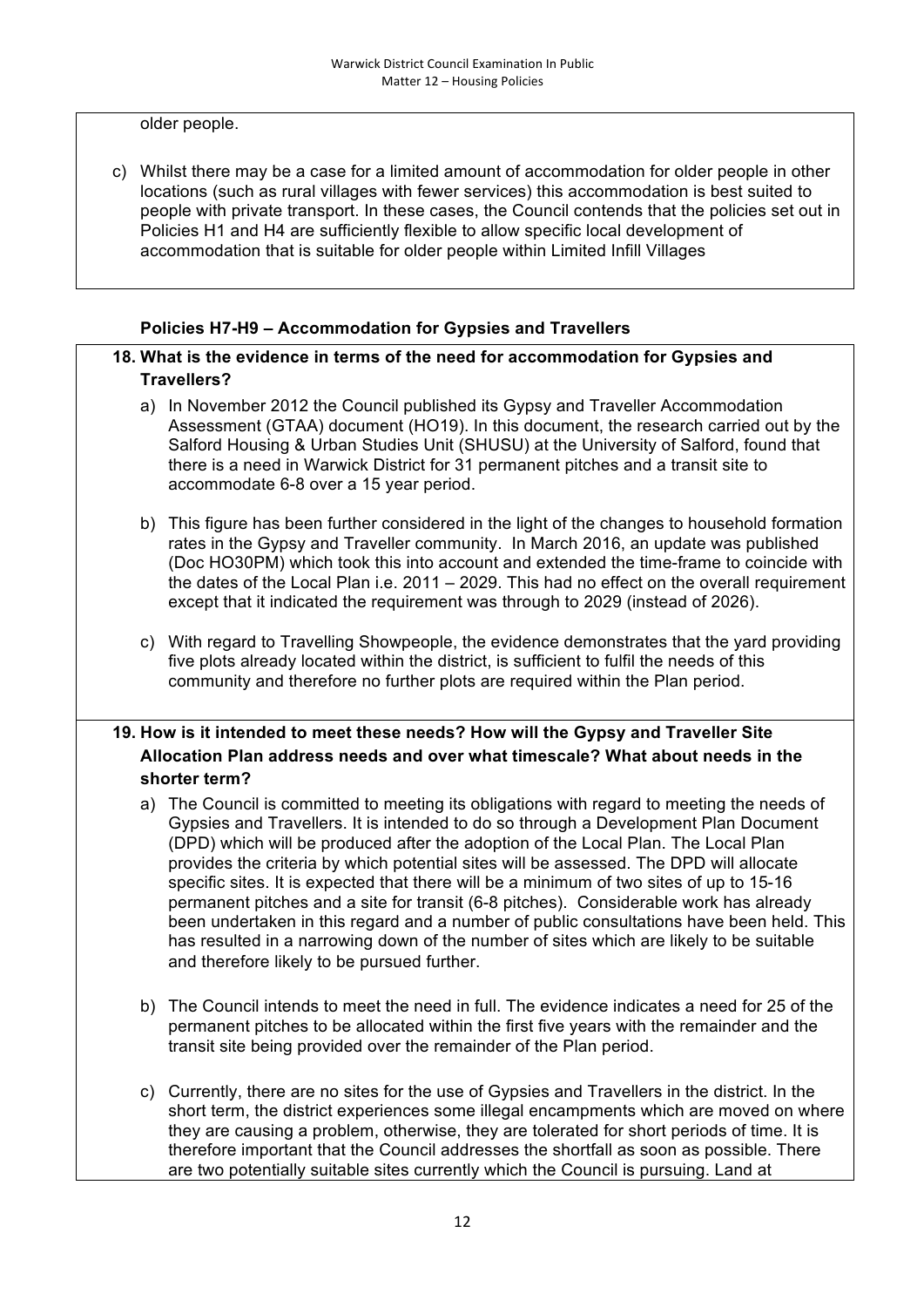older people.

c) Whilst there may be a case for a limited amount of accommodation for older people in other locations (such as rural villages with fewer services) this accommodation is best suited to people with private transport. In these cases, the Council contends that the policies set out in Policies H1 and H4 are sufficiently flexible to allow specific local development of accommodation that is suitable for older people within Limited Infill Villages

### Policies H7-H9 – Accommodation for Gypsies and Travellers

**18. What is the evidence in terms of the need for accommodation for Gypsies and Travellers?**

a) In November 2012 the Council published its Gypsy and Traveller Accommodation Assessment (GTAA) document (HO19). In this document, the research carried out by the Salford Housing & Urban Studies Unit (SHUSU) at the University of Salford, found that there is a need in Warwick District for 31 permanent pitches and a transit site to accommodate 6-8 over a 15 year period.

b) This figure has been further considered in the light of the changes to household formation rates in the Gypsy and Traveller community. In March 2016, an update was published (Doc HO30PM) which took this into account and extended the time-frame to coincide with the dates of the Local Plan i.e. 2011 – 2029. This had no effect on the overall requirement except that it indicated the requirement was through to 2029 (instead of 2026).

c) With regard to Travelling Showpeople, the evidence demonstrates that the yard providing five plots already located within the district, is sufficient to fulfil the needs of this community and therefore no further plots are required within the Plan period.

**19. How is it intended to meet these needs? How will the Gypsy and Traveller Site Allocation Plan address needs and over what timescale? What about needs in the shorter term?**

a) The Council is committed to meeting its obligations with regard to meeting the needs of Gypsies and Travellers. It is intended to do so through a Development Plan Document (DPD) which will be produced after the adoption of the Local Plan. The Local Plan provides the criteria by which potential sites will be assessed. The DPD will allocate specific sites. It is expected that there will be a minimum of two sites of up to 15-16 permanent pitches and a site for transit (6-8 pitches). Considerable work has already been undertaken in this regard and a number of public consultations have been held. This has resulted in a narrowing down of the number of sites which are likely to be suitable and therefore likely to be pursued further.

b) The Council intends to meet the need in full. The evidence indicates a need for 25 of the permanent pitches to be allocated within the first five years with the remainder and the transit site being provided over the remainder of the Plan period.

c) Currently, there are no sites for the use of Gypsies and Travellers in the district. In the short term, the district experiences some illegal encampments which are moved on where they are causing a problem, otherwise, they are tolerated for short periods of time. It is therefore important that the Council addresses the shortfall as soon as possible. There are two potentially suitable sites currently which the Council is pursuing. Land at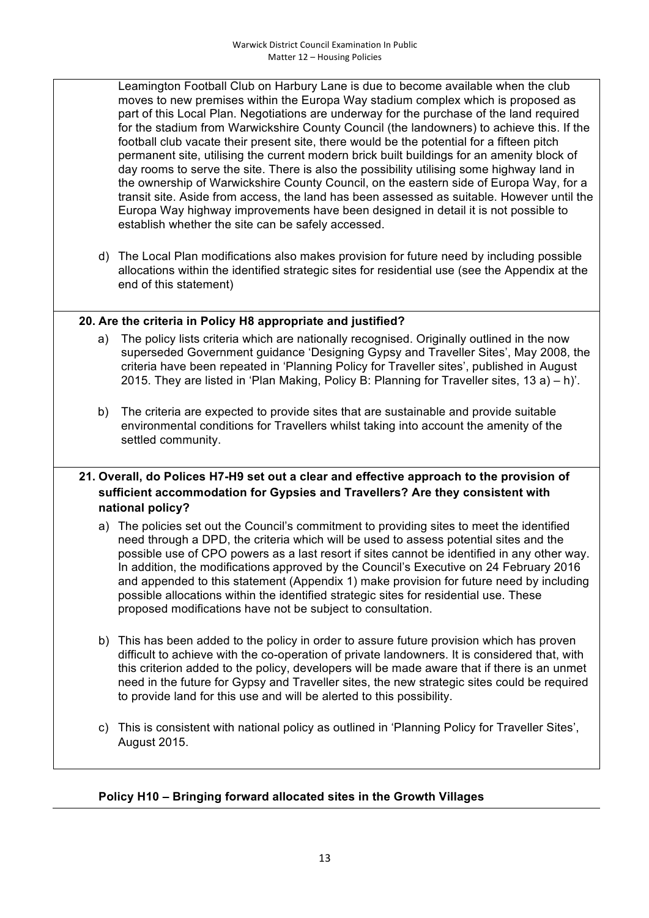Leamington Football Club on Harbury Lane is due to become available when the club moves to new premises within the Europa Way stadium complex which is proposed as part of this Local Plan. Negotiations are underway for the purchase of the land required for the stadium from Warwickshire County Council (the landowners) to achieve this. If the football club vacate their present site, there would be the potential for a fifteen pitch permanent site, utilising the current modern brick built buildings for an amenity block of day rooms to serve the site. There is also the possibility utilising some highway land in the ownership of Warwickshire County Council, on the eastern side of Europa Way, for a transit site. Aside from access, the land has been assessed as suitable. However until the Europa Way highway improvements have been designed in detail it is not possible to establish whether the site can be safely accessed.

d) The Local Plan modifications also makes provision for future need by including possible allocations within the identified strategic sites for residential use (see the Appendix at the end of this statement)

**20. Are the criteria in Policy H8 appropriate and justified?**

a) The policy lists criteria which are nationally recognised. Originally outlined in the now superseded Government guidance 'Designing Gypsy and Traveller Sites', May 2008, the criteria have been repeated in 'Planning Policy for Traveller sites', published in August 2015. They are listed in 'Plan Making, Policy B: Planning for Traveller sites, 13 a) – h)'.

b) The criteria are expected to provide sites that are sustainable and provide suitable environmental conditions for Travellers whilst taking into account the amenity of the settled community.

**21. Overall, do Polices H7-H9 set out a clear and effective approach to the provision of sufficient accommodation for Gypsies and Travellers? Are they consistent with national policy?**

a) The policies set out the Council's commitment to providing sites to meet the identified need through a DPD, the criteria which will be used to assess potential sites and the possible use of CPO powers as a last resort if sites cannot be identified in any other way. In addition, the modifications approved by the Council's Executive on 24 February 2016 and appended to this statement (Appendix 1) make provision for future need by including possible allocations within the identified strategic sites for residential use. These proposed modifications have not be subject to consultation.

b) This has been added to the policy in order to assure future provision which has proven difficult to achieve with the co-operation of private landowners. It is considered that, with this criterion added to the policy, developers will be made aware that if there is an unmet need in the future for Gypsy and Traveller sites, the new strategic sites could be required to provide land for this use and will be alerted to this possibility.

c) This is consistent with national policy as outlined in 'Planning Policy for Traveller Sites', August 2015.

### Policy H10 – Bringing forward allocated sites in the Growth Villages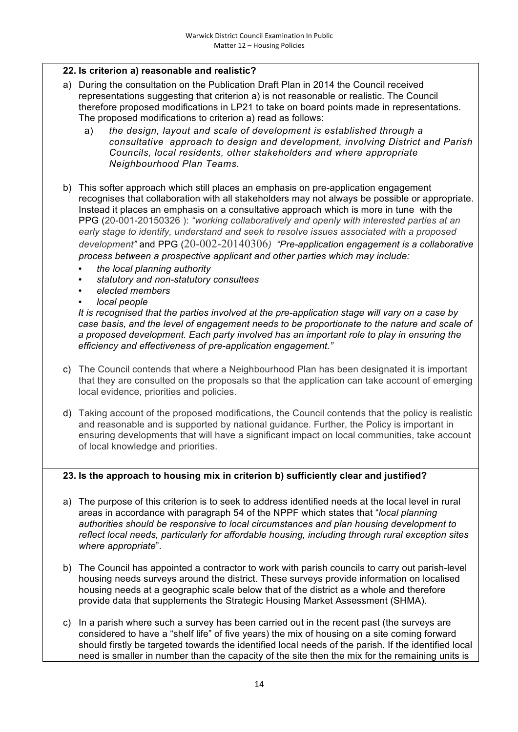**22. Is criterion a) reasonable and realistic?**

a) During the consultation on the Publication Draft Plan in 2014 the Council received representations suggesting that criterion a) is not reasonable or realistic. The Council therefore proposed modifications in LP21 to take on board points made in representations. The proposed modifications to criterion a) read as follows:

   a) *the design, layout and scale of development is established through a consultative approach to design and development, involving District and Parish Councils, local residents, other stakeholders and where appropriate Neighbourhood Plan Teams.*

b) This softer approach which still places an emphasis on pre-application engagement recognises that collaboration with all stakeholders may not always be possible or appropriate. Instead it places an emphasis on a consultative approach which is more in tune with the PPG (20-001-20150326 ): *"working collaboratively and openly with interested parties at an early stage to identify, understand and seek to resolve issues associated with a proposed development"* and PPG (20-002-20140306) *"Pre-application engagement is a collaborative process between a prospective applicant and other parties which may include:*
   - *the local planning authority*
   - *statutory and non-statutory consultees*
   - *elected members*
   - *local people*

   *It is recognised that the parties involved at the pre-application stage will vary on a case by case basis, and the level of engagement needs to be proportionate to the nature and scale of a proposed development. Each party involved has an important role to play in ensuring the efficiency and effectiveness of pre-application engagement."*

c) The Council contends that where a Neighbourhood Plan has been designated it is important that they are consulted on the proposals so that the application can take account of emerging local evidence, priorities and policies.

d) Taking account of the proposed modifications, the Council contends that the policy is realistic and reasonable and is supported by national guidance. Further, the Policy is important in ensuring developments that will have a significant impact on local communities, take account of local knowledge and priorities.

**23. Is the approach to housing mix in criterion b) sufficiently clear and justified?**

a) The purpose of this criterion is to seek to address identified needs at the local level in rural areas in accordance with paragraph 54 of the NPPF which states that "*local planning authorities should be responsive to local circumstances and plan housing development to reflect local needs, particularly for affordable housing, including through rural exception sites where appropriate*".

b) The Council has appointed a contractor to work with parish councils to carry out parish-level housing needs surveys around the district. These surveys provide information on localised housing needs at a geographic scale below that of the district as a whole and therefore provide data that supplements the Strategic Housing Market Assessment (SHMA).

c) In a parish where such a survey has been carried out in the recent past (the surveys are considered to have a "shelf life" of five years) the mix of housing on a site coming forward should firstly be targeted towards the identified local needs of the parish. If the identified local need is smaller in number than the capacity of the site then the mix for the remaining units is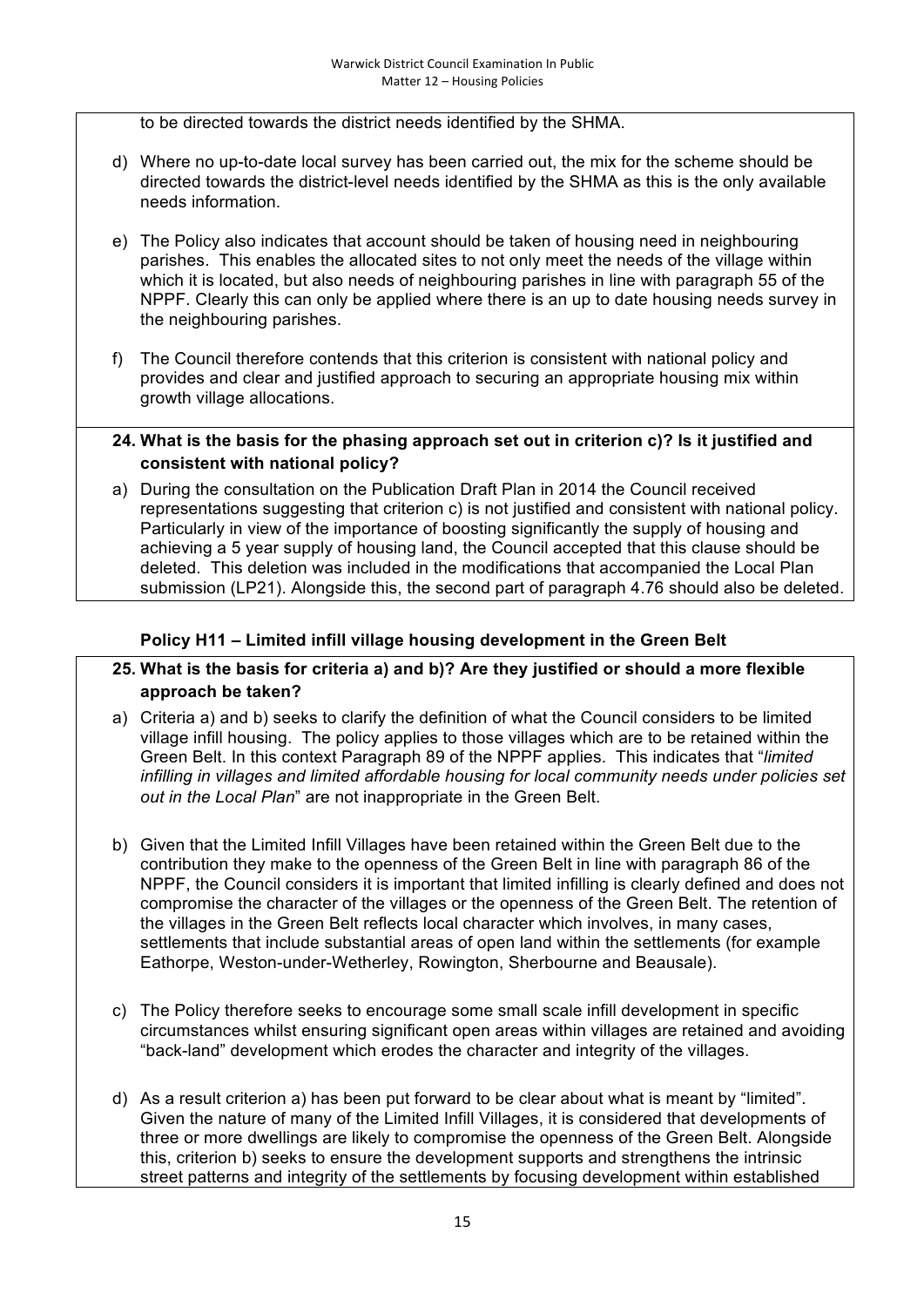to be directed towards the district needs identified by the SHMA.

d) Where no up-to-date local survey has been carried out, the mix for the scheme should be directed towards the district-level needs identified by the SHMA as this is the only available needs information.

e) The Policy also indicates that account should be taken of housing need in neighbouring parishes. This enables the allocated sites to not only meet the needs of the village within which it is located, but also needs of neighbouring parishes in line with paragraph 55 of the NPPF. Clearly this can only be applied where there is an up to date housing needs survey in the neighbouring parishes.

f) The Council therefore contends that this criterion is consistent with national policy and provides and clear and justified approach to securing an appropriate housing mix within growth village allocations.

**24. What is the basis for the phasing approach set out in criterion c)? Is it justified and consistent with national policy?**

a) During the consultation on the Publication Draft Plan in 2014 the Council received representations suggesting that criterion c) is not justified and consistent with national policy. Particularly in view of the importance of boosting significantly the supply of housing and achieving a 5 year supply of housing land, the Council accepted that this clause should be deleted. This deletion was included in the modifications that accompanied the Local Plan submission (LP21). Alongside this, the second part of paragraph 4.76 should also be deleted.

### Policy H11 – Limited infill village housing development in the Green Belt

**25. What is the basis for criteria a) and b)? Are they justified or should a more flexible approach be taken?**

a) Criteria a) and b) seeks to clarify the definition of what the Council considers to be limited village infill housing. The policy applies to those villages which are to be retained within the Green Belt. In this context Paragraph 89 of the NPPF applies. This indicates that "*limited infilling in villages and limited affordable housing for local community needs under policies set out in the Local Plan*" are not inappropriate in the Green Belt.

b) Given that the Limited Infill Villages have been retained within the Green Belt due to the contribution they make to the openness of the Green Belt in line with paragraph 86 of the NPPF, the Council considers it is important that limited infilling is clearly defined and does not compromise the character of the villages or the openness of the Green Belt. The retention of the villages in the Green Belt reflects local character which involves, in many cases, settlements that include substantial areas of open land within the settlements (for example Eathorpe, Weston-under-Wetherley, Rowington, Sherbourne and Beausale).

c) The Policy therefore seeks to encourage some small scale infill development in specific circumstances whilst ensuring significant open areas within villages are retained and avoiding "back-land" development which erodes the character and integrity of the villages.

d) As a result criterion a) has been put forward to be clear about what is meant by "limited". Given the nature of many of the Limited Infill Villages, it is considered that developments of three or more dwellings are likely to compromise the openness of the Green Belt. Alongside this, criterion b) seeks to ensure the development supports and strengthens the intrinsic street patterns and integrity of the settlements by focusing development within established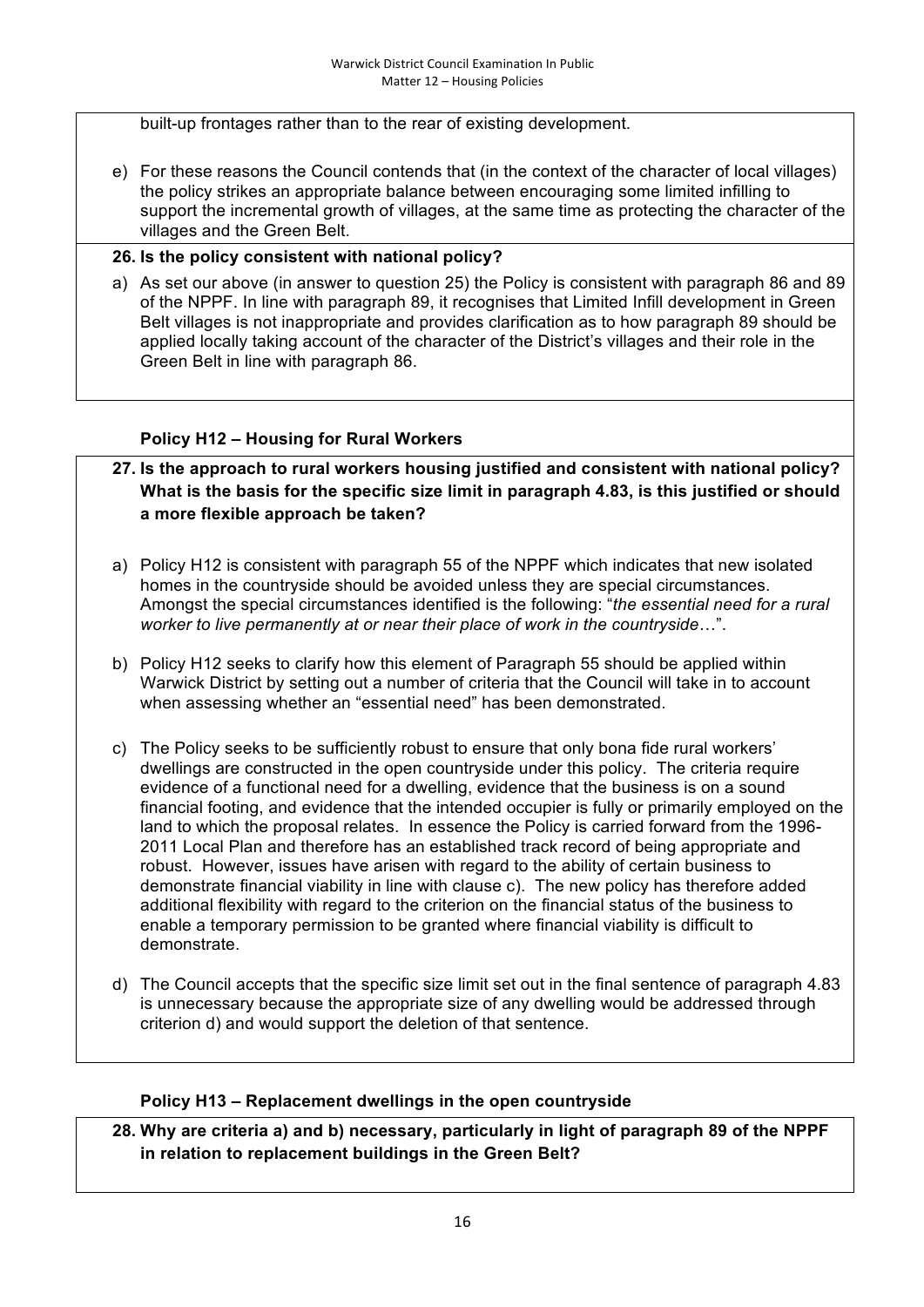built-up frontages rather than to the rear of existing development.

e) For these reasons the Council contends that (in the context of the character of local villages) the policy strikes an appropriate balance between encouraging some limited infilling to support the incremental growth of villages, at the same time as protecting the character of the villages and the Green Belt.

**26. Is the policy consistent with national policy?**

a) As set our above (in answer to question 25) the Policy is consistent with paragraph 86 and 89 of the NPPF. In line with paragraph 89, it recognises that Limited Infill development in Green Belt villages is not inappropriate and provides clarification as to how paragraph 89 should be applied locally taking account of the character of the District's villages and their role in the Green Belt in line with paragraph 86.

**Policy H12 – Housing for Rural Workers**

**27. Is the approach to rural workers housing justified and consistent with national policy? What is the basis for the specific size limit in paragraph 4.83, is this justified or should a more flexible approach be taken?**

a) Policy H12 is consistent with paragraph 55 of the NPPF which indicates that new isolated homes in the countryside should be avoided unless they are special circumstances. Amongst the special circumstances identified is the following: "*the essential need for a rural worker to live permanently at or near their place of work in the countryside*…".

b) Policy H12 seeks to clarify how this element of Paragraph 55 should be applied within Warwick District by setting out a number of criteria that the Council will take in to account when assessing whether an "essential need" has been demonstrated.

c) The Policy seeks to be sufficiently robust to ensure that only bona fide rural workers' dwellings are constructed in the open countryside under this policy. The criteria require evidence of a functional need for a dwelling, evidence that the business is on a sound financial footing, and evidence that the intended occupier is fully or primarily employed on the land to which the proposal relates. In essence the Policy is carried forward from the 1996-2011 Local Plan and therefore has an established track record of being appropriate and robust. However, issues have arisen with regard to the ability of certain business to demonstrate financial viability in line with clause c). The new policy has therefore added additional flexibility with regard to the criterion on the financial status of the business to enable a temporary permission to be granted where financial viability is difficult to demonstrate.

d) The Council accepts that the specific size limit set out in the final sentence of paragraph 4.83 is unnecessary because the appropriate size of any dwelling would be addressed through criterion d) and would support the deletion of that sentence.

**Policy H13 – Replacement dwellings in the open countryside**

**28. Why are criteria a) and b) necessary, particularly in light of paragraph 89 of the NPPF in relation to replacement buildings in the Green Belt?**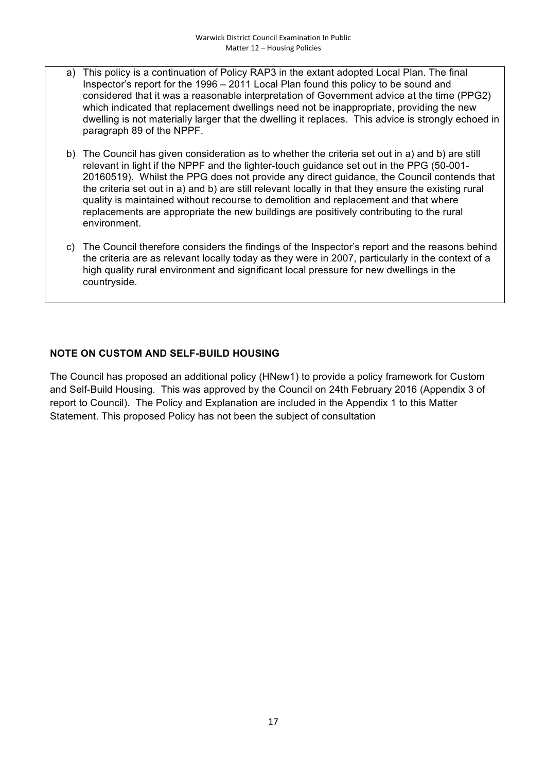a) This policy is a continuation of Policy RAP3 in the extant adopted Local Plan. The final Inspector's report for the 1996 – 2011 Local Plan found this policy to be sound and considered that it was a reasonable interpretation of Government advice at the time (PPG2) which indicated that replacement dwellings need not be inappropriate, providing the new dwelling is not materially larger that the dwelling it replaces. This advice is strongly echoed in paragraph 89 of the NPPF.

b) The Council has given consideration as to whether the criteria set out in a) and b) are still relevant in light if the NPPF and the lighter-touch guidance set out in the PPG (50-001-20160519). Whilst the PPG does not provide any direct guidance, the Council contends that the criteria set out in a) and b) are still relevant locally in that they ensure the existing rural quality is maintained without recourse to demolition and replacement and that where replacements are appropriate the new buildings are positively contributing to the rural environment.

c) The Council therefore considers the findings of the Inspector's report and the reasons behind the criteria are as relevant locally today as they were in 2007, particularly in the context of a high quality rural environment and significant local pressure for new dwellings in the countryside.

**NOTE ON CUSTOM AND SELF-BUILD HOUSING**

The Council has proposed an additional policy (HNew1) to provide a policy framework for Custom and Self-Build Housing. This was approved by the Council on 24th February 2016 (Appendix 3 of report to Council). The Policy and Explanation are included in the Appendix 1 to this Matter Statement. This proposed Policy has not been the subject of consultation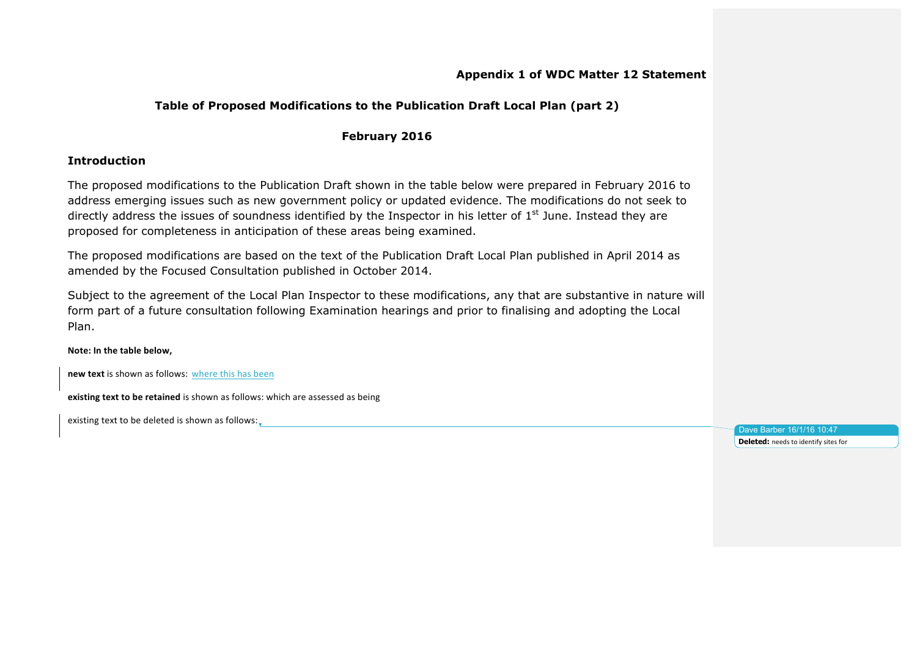**Appendix 1 of WDC Matter 12 Statement**

## Table of Proposed Modifications to the Publication Draft Local Plan (part 2)

**February 2016**

## Introduction

The proposed modifications to the Publication Draft shown in the table below were prepared in February 2016 to address emerging issues such as new government policy or updated evidence. The modifications do not seek to directly address the issues of soundness identified by the Inspector in his letter of 1st June. Instead they are proposed for completeness in anticipation of these areas being examined.

The proposed modifications are based on the text of the Publication Draft Local Plan published in April 2014 as amended by the Focused Consultation published in October 2014.

Subject to the agreement of the Local Plan Inspector to these modifications, any that are substantive in nature will form part of a future consultation following Examination hearings and prior to finalising and adopting the Local Plan.

**Note: In the table below,**

**new text** is shown as follows: where this has been

**existing text to be retained** is shown as follows: which are assessed as being

existing text to be deleted is shown as follows:

Dave Barber 16/1/16 10:47
**Deleted:** needs to identify sites for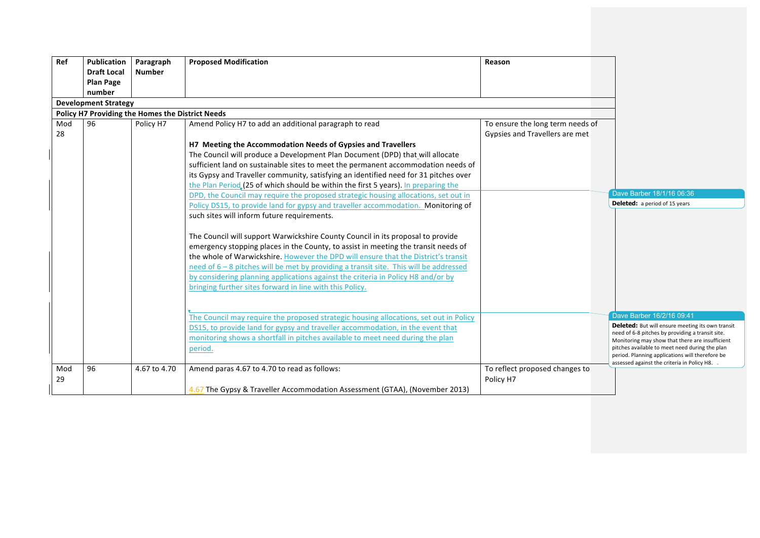| Ref | Publication Draft Local Plan Page number | Paragraph Number | Proposed Modification | Reason |
|---|---|---|---|---|
| **Development Strategy** | | | | |
| **Policy H7 Providing the Homes the District Needs** | | | | |
| Mod 28 | 96 | Policy H7 | Amend Policy H7 to add an additional paragraph to read<br><br>**H7 Meeting the Accommodation Needs of Gypsies and Travellers**<br>The Council will produce a Development Plan Document (DPD) that will allocate sufficient land on sustainable sites to meet the permanent accommodation needs of its Gypsy and Traveller community, satisfying an identified need for 31 pitches over the Plan Period (25 of which should be within the first 5 years). In preparing the DPD, the Council may require the proposed strategic housing allocations, set out in Policy DS15, to provide land for gypsy and traveller accommodation. Monitoring of such sites will inform future requirements.<br><br>The Council will support Warwickshire County Council in its proposal to provide emergency stopping places in the County, to assist in meeting the transit needs of the whole of Warwickshire. However the DPD will ensure that the District's transit need of 6 – 8 pitches will be met by providing a transit site. This will be addressed by considering planning applications against the criteria in Policy H8 and/or by bringing further sites forward in line with this Policy.<br><br>The Council may require the proposed strategic housing allocations, set out in Policy DS15, to provide land for gypsy and traveller accommodation, in the event that monitoring shows a shortfall in pitches available to meet need during the plan period. | To ensure the long term needs of Gypsies and Travellers are met |
| Mod 29 | 96 | 4.67 to 4.70 | Amend paras 4.67 to 4.70 to read as follows:<br><br>4.67 The Gypsy & Traveller Accommodation Assessment (GTAA), (November 2013) | To reflect proposed changes to Policy H7 |

Dave Barber 18/1/16 06:36
**Deleted:** a period of 15 years

Dave Barber 16/2/16 09:41
**Deleted:** But will ensure meeting its own transit need of 6-8 pitches by providing a transit site. Monitoring may show that there are insufficient pitches available to meet need during the plan period. Planning applications will therefore be assessed against the criteria in Policy H8.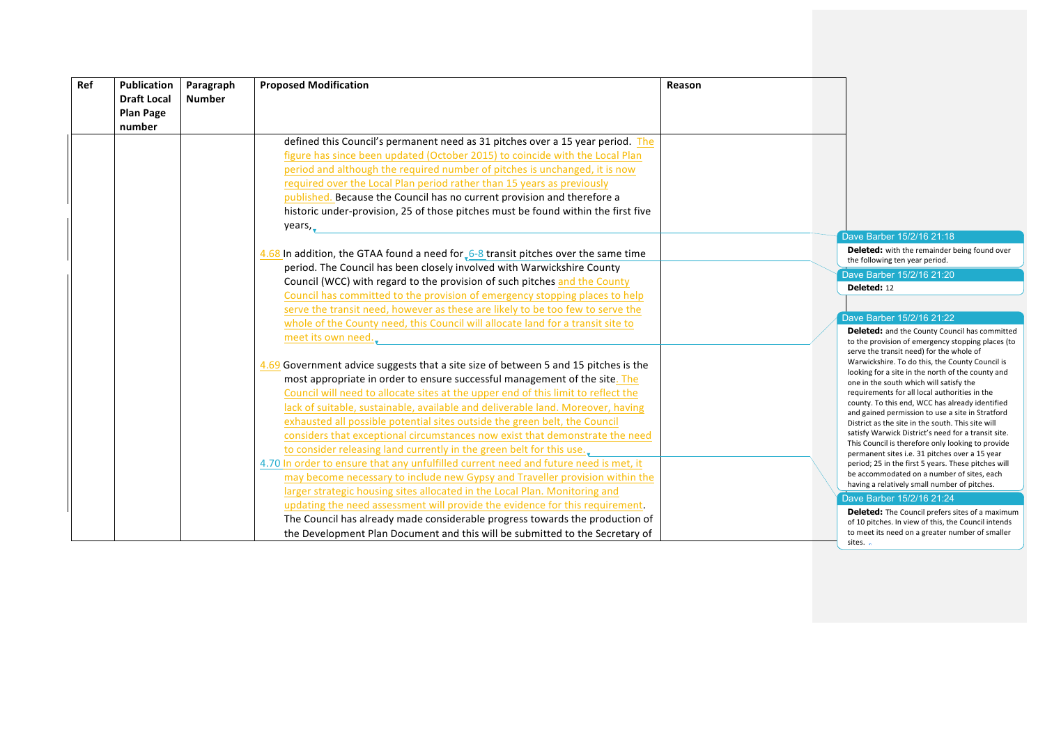| Ref | Publication Draft Local Plan Page number | Paragraph Number | Proposed Modification | Reason |
|---|---|---|---|---|
| | | | defined this Council's permanent need as 31 pitches over a 15 year period. The figure has since been updated (October 2015) to coincide with the Local Plan period and although the required number of pitches is unchanged, it is now required over the Local Plan period rather than 15 years as previously published. Because the Council has no current provision and therefore a historic under-provision, 25 of those pitches must be found within the first five years,<br><br>4.68 In addition, the GTAA found a need for 6-8 transit pitches over the same time period. The Council has been closely involved with Warwickshire County Council (WCC) with regard to the provision of such pitches and the County Council has committed to the provision of emergency stopping places to help serve the transit need, however as these are likely to be too few to serve the whole of the County need, this Council will allocate land for a transit site to meet its own need.<br><br>4.69 Government advice suggests that a site size of between 5 and 15 pitches is the most appropriate in order to ensure successful management of the site. The Council will need to allocate sites at the upper end of this limit to reflect the lack of suitable, sustainable, available and deliverable land. Moreover, having exhausted all possible potential sites outside the green belt, the Council considers that exceptional circumstances now exist that demonstrate the need to consider releasing land currently in the green belt for this use.<br>4.70 In order to ensure that any unfulfilled current need and future need is met, it may become necessary to include new Gypsy and Traveller provision within the larger strategic housing sites allocated in the Local Plan. Monitoring and updating the need assessment will provide the evidence for this requirement. The Council has already made considerable progress towards the production of the Development Plan Document and this will be submitted to the Secretary of | |

Dave Barber 15/2/16 21:18
**Deleted:** with the remainder being found over the following ten year period.

Dave Barber 15/2/16 21:20
**Deleted:** 12

Dave Barber 15/2/16 21:22
**Deleted:** and the County Council has committed to the provision of emergency stopping places (to serve the transit need) for the whole of Warwickshire. To do this, the County Council is looking for a site in the north of the county and one in the south which will satisfy the requirements for all local authorities in the county. To this end, WCC has already identified and gained permission to use a site in Stratford District as the site in the south. This site will satisfy Warwick District's need for a transit site. This Council is therefore only looking to provide permanent sites i.e. 31 pitches over a 15 year period; 25 in the first 5 years. These pitches will be accommodated on a number of sites, each having a relatively small number of pitches.

Dave Barber 15/2/16 21:24
**Deleted:** The Council prefers sites of a maximum of 10 pitches. In view of this, the Council intends to meet its need on a greater number of smaller sites.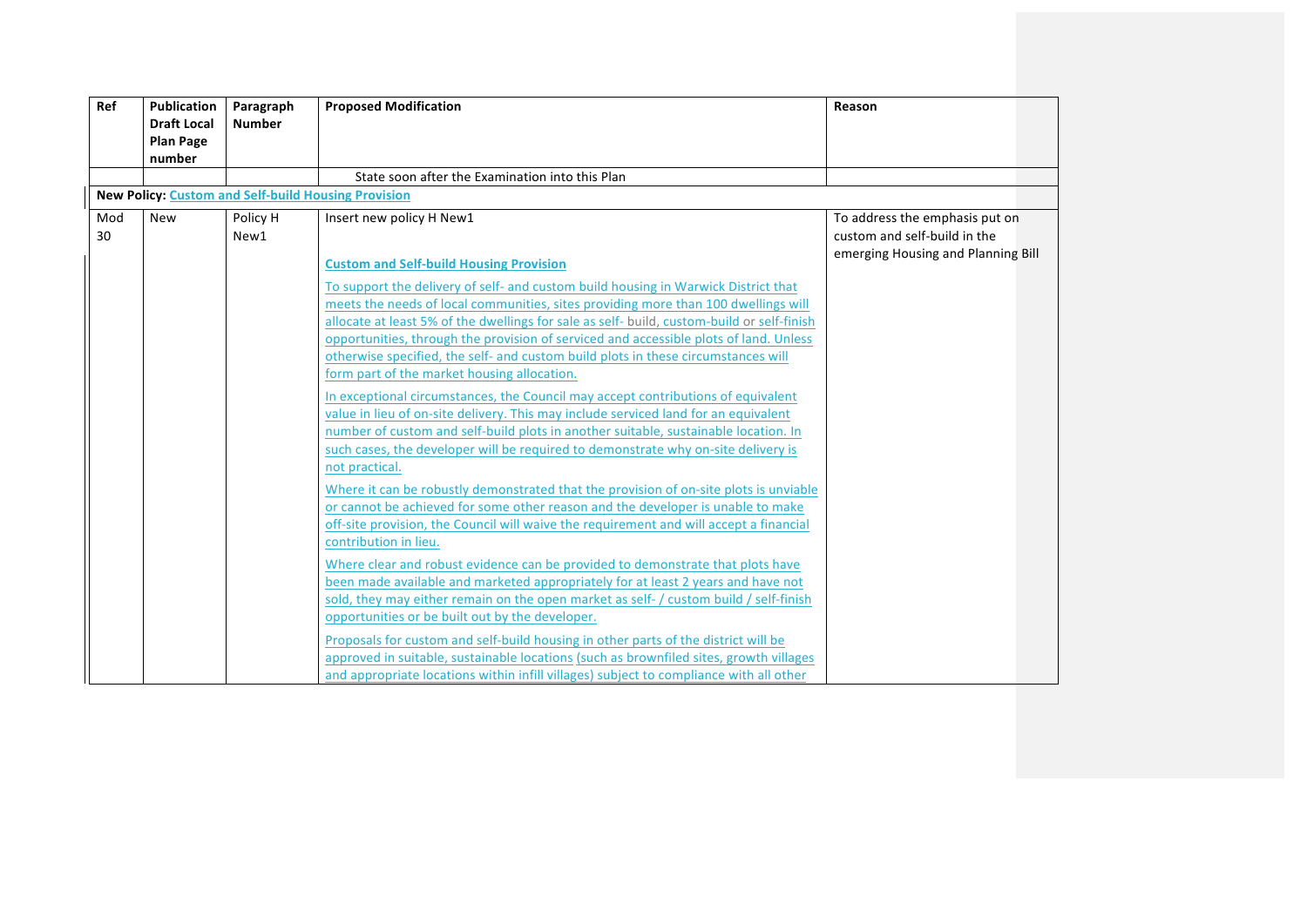| Ref | Publication Draft Local Plan Page number | Paragraph Number | Proposed Modification | Reason |
|---|---|---|---|---|
| | | | State soon after the Examination into this Plan | |
| **New Policy: Custom and Self-build Housing Provision** | | | | |
| Mod 30 | New | Policy H New1 | Insert new policy H New1<br><br>**Custom and Self-build Housing Provision**<br><br>To support the delivery of self- and custom build housing in Warwick District that meets the needs of local communities, sites providing more than 100 dwellings will allocate at least 5% of the dwellings for sale as self- build, custom-build or self-finish opportunities, through the provision of serviced and accessible plots of land. Unless otherwise specified, the self- and custom build plots in these circumstances will form part of the market housing allocation.<br><br>In exceptional circumstances, the Council may accept contributions of equivalent value in lieu of on-site delivery. This may include serviced land for an equivalent number of custom and self-build plots in another suitable, sustainable location. In such cases, the developer will be required to demonstrate why on-site delivery is not practical.<br><br>Where it can be robustly demonstrated that the provision of on-site plots is unviable or cannot be achieved for some other reason and the developer is unable to make off-site provision, the Council will waive the requirement and will accept a financial contribution in lieu.<br><br>Where clear and robust evidence can be provided to demonstrate that plots have been made available and marketed appropriately for at least 2 years and have not sold, they may either remain on the open market as self- / custom build / self-finish opportunities or be built out by the developer.<br><br>Proposals for custom and self-build housing in other parts of the district will be approved in suitable, sustainable locations (such as brownfiled sites, growth villages and appropriate locations within infill villages) subject to compliance with all other | To address the emphasis put on custom and self-build in the emerging Housing and Planning Bill |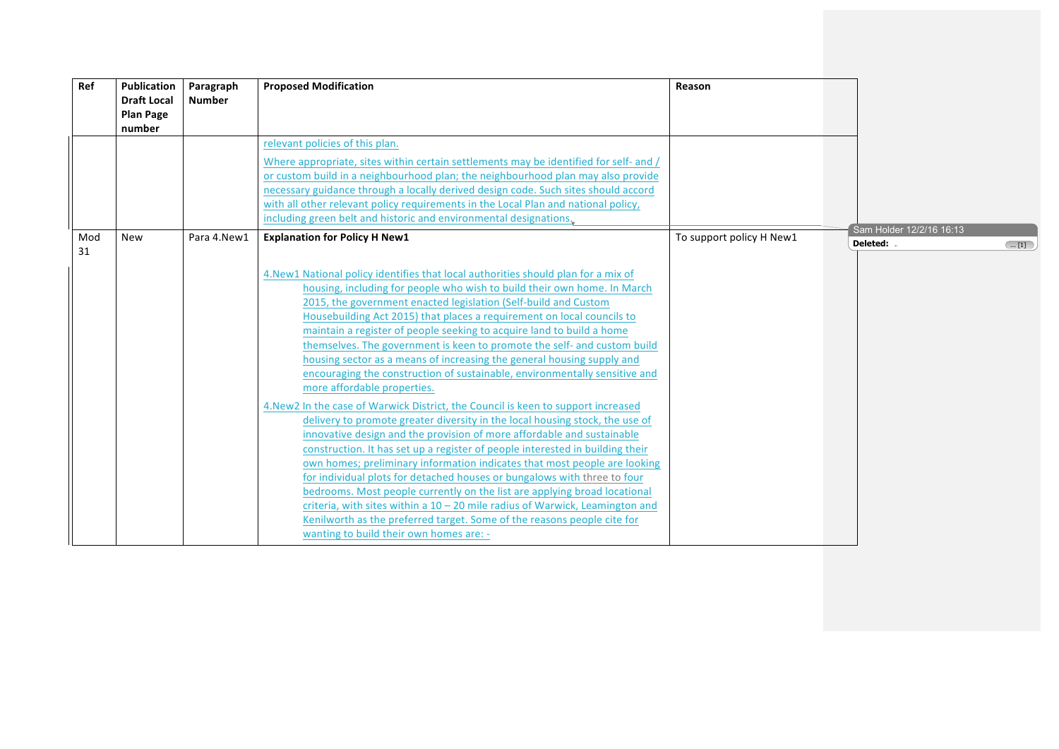| Ref | Publication Draft Local Plan Page number | Paragraph Number | Proposed Modification | Reason |
|---|---|---|---|---|
| | | | relevant policies of this plan.<br><br>Where appropriate, sites within certain settlements may be identified for self- and / or custom build in a neighbourhood plan; the neighbourhood plan may also provide necessary guidance through a locally derived design code. Such sites should accord with all other relevant policy requirements in the Local Plan and national policy, including green belt and historic and environmental designations. | |
| Mod 31 | New | Para 4.New1 | **Explanation for Policy H New1**<br><br>4.New1 National policy identifies that local authorities should plan for a mix of housing, including for people who wish to build their own home. In March 2015, the government enacted legislation (Self-build and Custom Housebuilding Act 2015) that places a requirement on local councils to maintain a register of people seeking to acquire land to build a home themselves. The government is keen to promote the self- and custom build housing sector as a means of increasing the general housing supply and encouraging the construction of sustainable, environmentally sensitive and more affordable properties.<br><br>4.New2 In the case of Warwick District, the Council is keen to support increased delivery to promote greater diversity in the local housing stock, the use of innovative design and the provision of more affordable and sustainable construction. It has set up a register of people interested in building their own homes; preliminary information indicates that most people are looking for individual plots for detached houses or bungalows with three to four bedrooms. Most people currently on the list are applying broad locational criteria, with sites within a 10 – 20 mile radius of Warwick, Leamington and Kenilworth as the preferred target. Some of the reasons people cite for wanting to build their own homes are: - | To support policy H New1 |

Sam Holder 12/2/16 16:13
**Deleted:** . ... [1]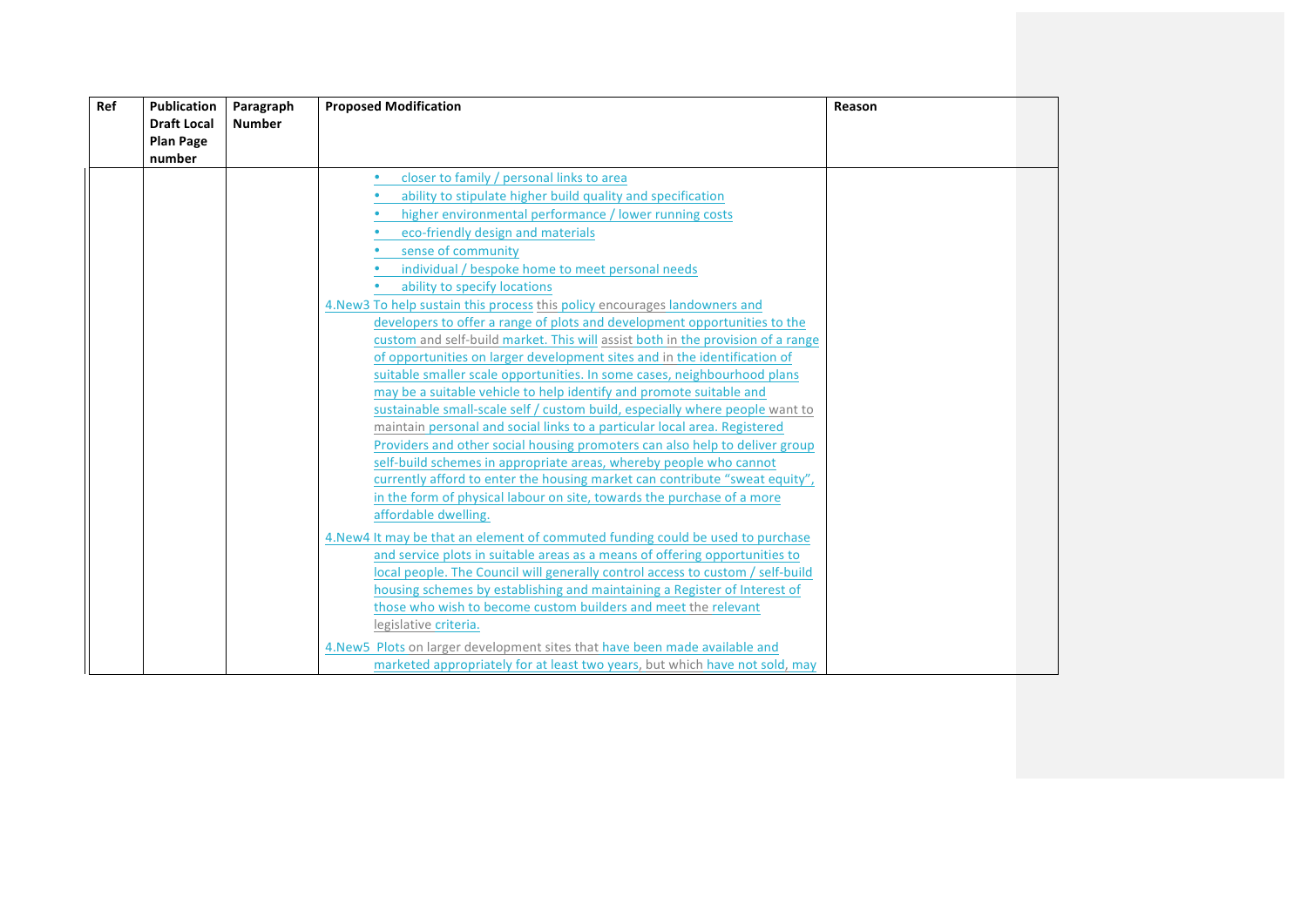| Ref | Publication Draft Local Plan Page number | Paragraph Number | Proposed Modification | Reason |
|---|---|---|---|---|
| | | | • closer to family / personal links to area<br>• ability to stipulate higher build quality and specification<br>• higher environmental performance / lower running costs<br>• eco-friendly design and materials<br>• sense of community<br>• individual / bespoke home to meet personal needs<br>• ability to specify locations<br>4.New3 To help sustain this process this policy encourages landowners and developers to offer a range of plots and development opportunities to the custom and self-build market. This will assist both in the provision of a range of opportunities on larger development sites and in the identification of suitable smaller scale opportunities. In some cases, neighbourhood plans may be a suitable vehicle to help identify and promote suitable and sustainable small-scale self / custom build, especially where people want to maintain personal and social links to a particular local area. Registered Providers and other social housing promoters can also help to deliver group self-build schemes in appropriate areas, whereby people who cannot currently afford to enter the housing market can contribute "sweat equity", in the form of physical labour on site, towards the purchase of a more affordable dwelling.<br>4.New4 It may be that an element of commuted funding could be used to purchase and service plots in suitable areas as a means of offering opportunities to local people. The Council will generally control access to custom / self-build housing schemes by establishing and maintaining a Register of Interest of those who wish to become custom builders and meet the relevant legislative criteria.<br>4.New5 Plots on larger development sites that have been made available and marketed appropriately for at least two years, but which have not sold, may | |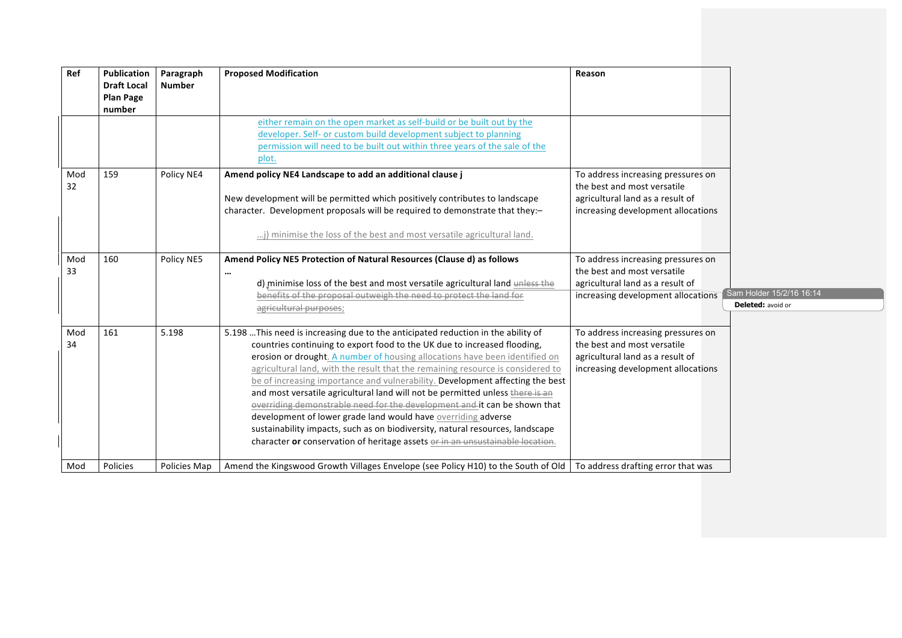| Ref | Publication Draft Local Plan Page number | Paragraph Number | Proposed Modification | Reason |
|---|---|---|---|---|
| | | | either remain on the open market as self-build or be built out by the developer. Self- or custom build development subject to planning permission will need to be built out within three years of the sale of the plot. | |
| Mod 32 | 159 | Policy NE4 | **Amend policy NE4 Landscape to add an additional clause j**<br><br>New development will be permitted which positively contributes to landscape character. Development proposals will be required to demonstrate that they:–<br><br>…j) minimise the loss of the best and most versatile agricultural land. | To address increasing pressures on the best and most versatile agricultural land as a result of increasing development allocations |
| Mod 33 | 160 | Policy NE5 | **Amend Policy NE5 Protection of Natural Resources (Clause d) as follows**<br>…<br>d) minimise loss of the best and most versatile agricultural land ~~unless the benefits of the proposal outweigh the need to protect the land for agricultural purposes~~; | To address increasing pressures on the best and most versatile agricultural land as a result of increasing development allocations |
| Mod 34 | 161 | 5.198 | 5.198 …This need is increasing due to the anticipated reduction in the ability of countries continuing to export food to the UK due to increased flooding, erosion or drought. A number of housing allocations have been identified on agricultural land, with the result that the remaining resource is considered to be of increasing importance and vulnerability. Development affecting the best and most versatile agricultural land will not be permitted unless ~~there is an overriding demonstrable need for the development and~~ it can be shown that development of lower grade land would have overriding adverse sustainability impacts, such as on biodiversity, natural resources, landscape character **or** conservation of heritage assets ~~or in an unsustainable location~~. | To address increasing pressures on the best and most versatile agricultural land as a result of increasing development allocations |
| Mod | Policies | Policies Map | Amend the Kingswood Growth Villages Envelope (see Policy H10) to the South of Old | To address drafting error that was |

Sam Holder 15/2/16 16:14
**Deleted:** avoid or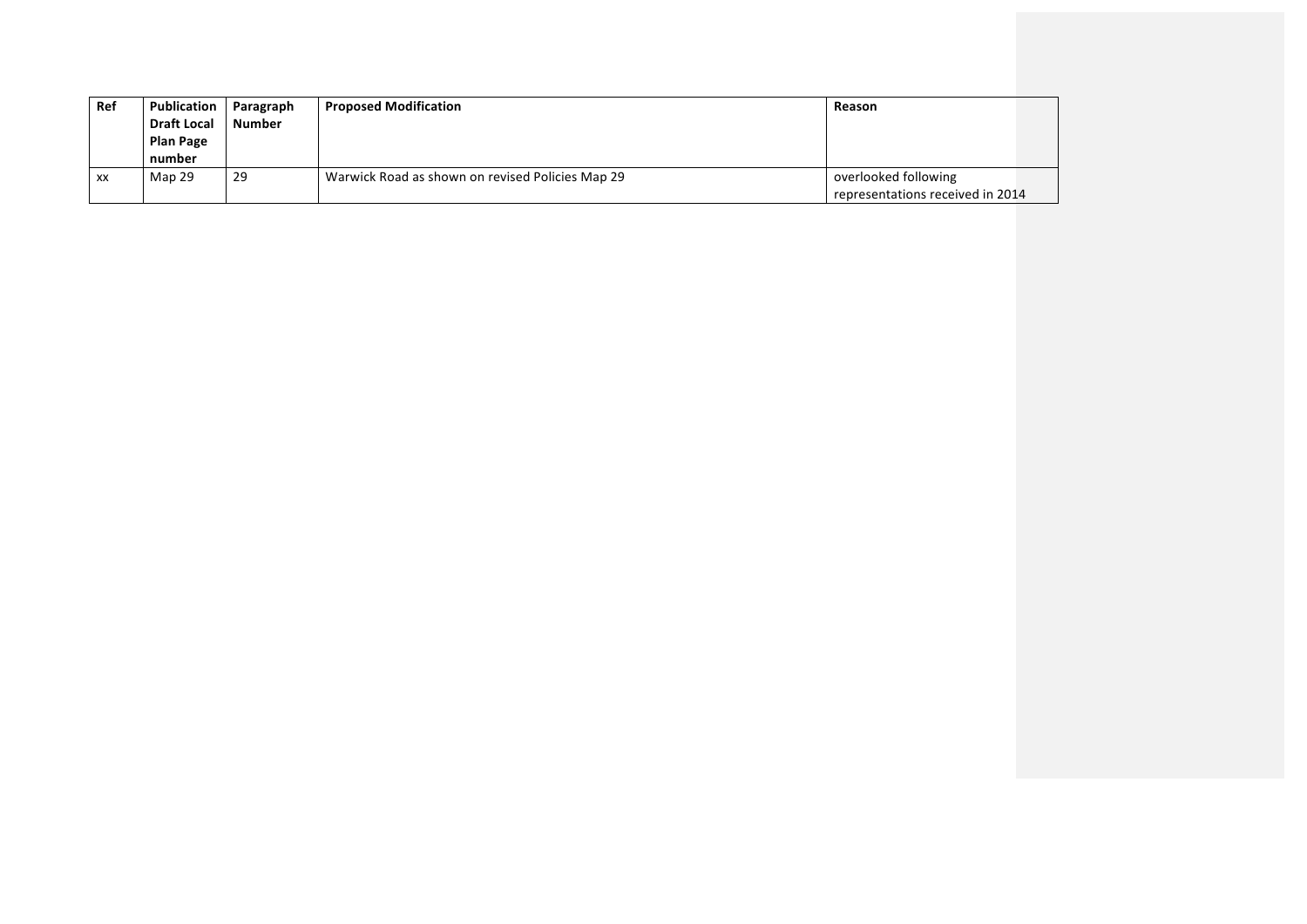| Ref | Publication Draft Local Plan Page number | Paragraph Number | Proposed Modification | Reason |
| --- | --- | --- | --- | --- |
| xx | Map 29 | 29 | Warwick Road as shown on revised Policies Map 29 | overlooked following representations received in 2014 |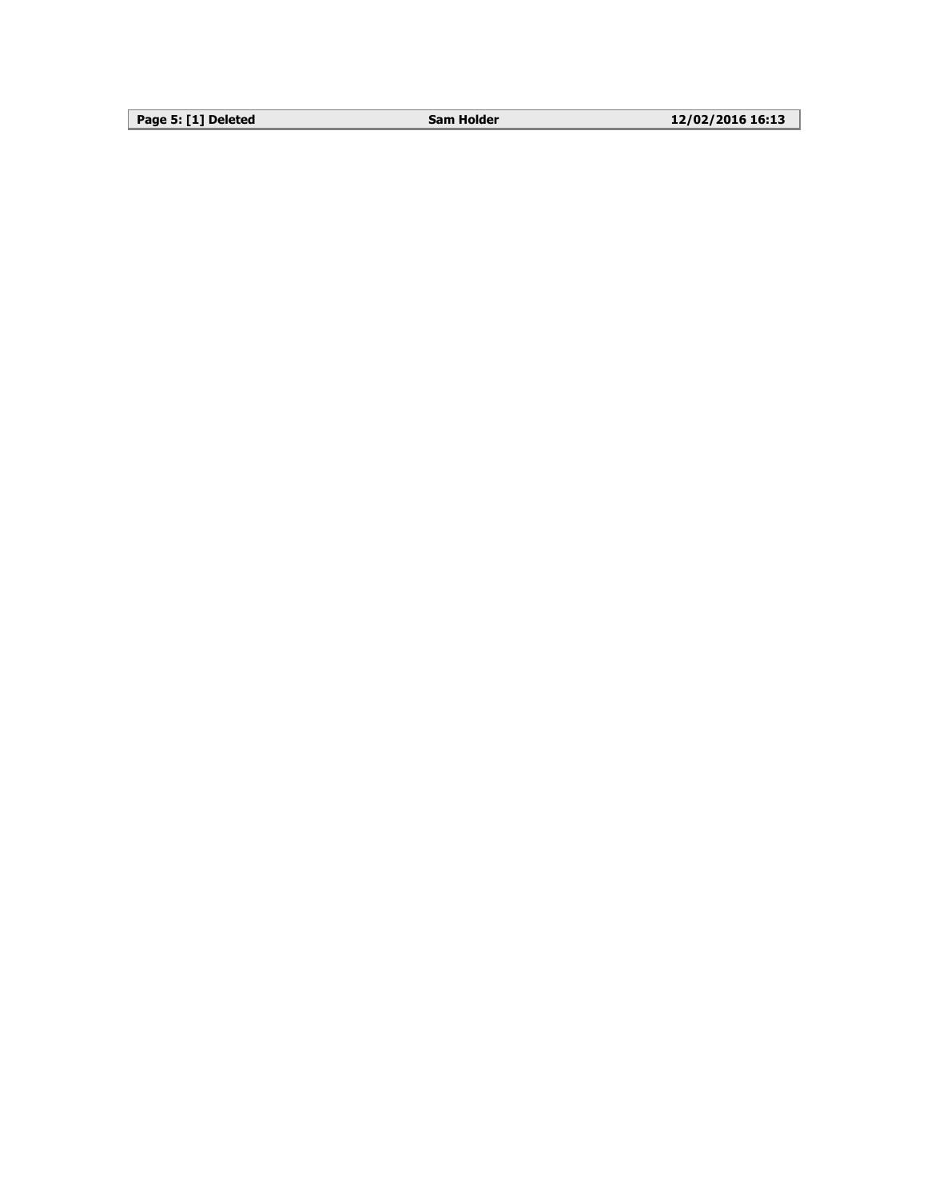| Page 5: [1] Deleted | Sam Holder | 12/02/2016 16:13 |
| --- | --- | --- |